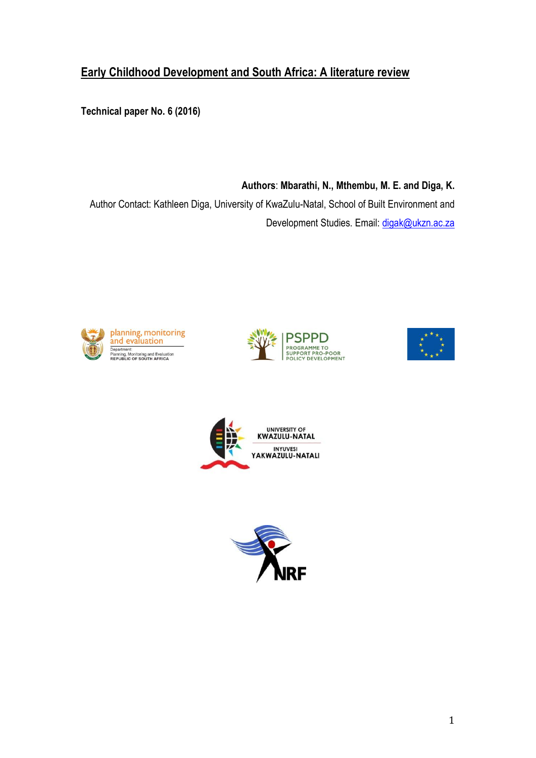# Early Childhood Development and South Africa: A literature review

**Technical paper No. 6 (2016)**

**Authors**: **Mbarathi, N., Mthembu, M. E. and Diga, K.**

Author Contact: Kathleen Diga, University of KwaZulu-Natal, School of Built Environment and Development Studies. Email: digak@ukzn.ac.za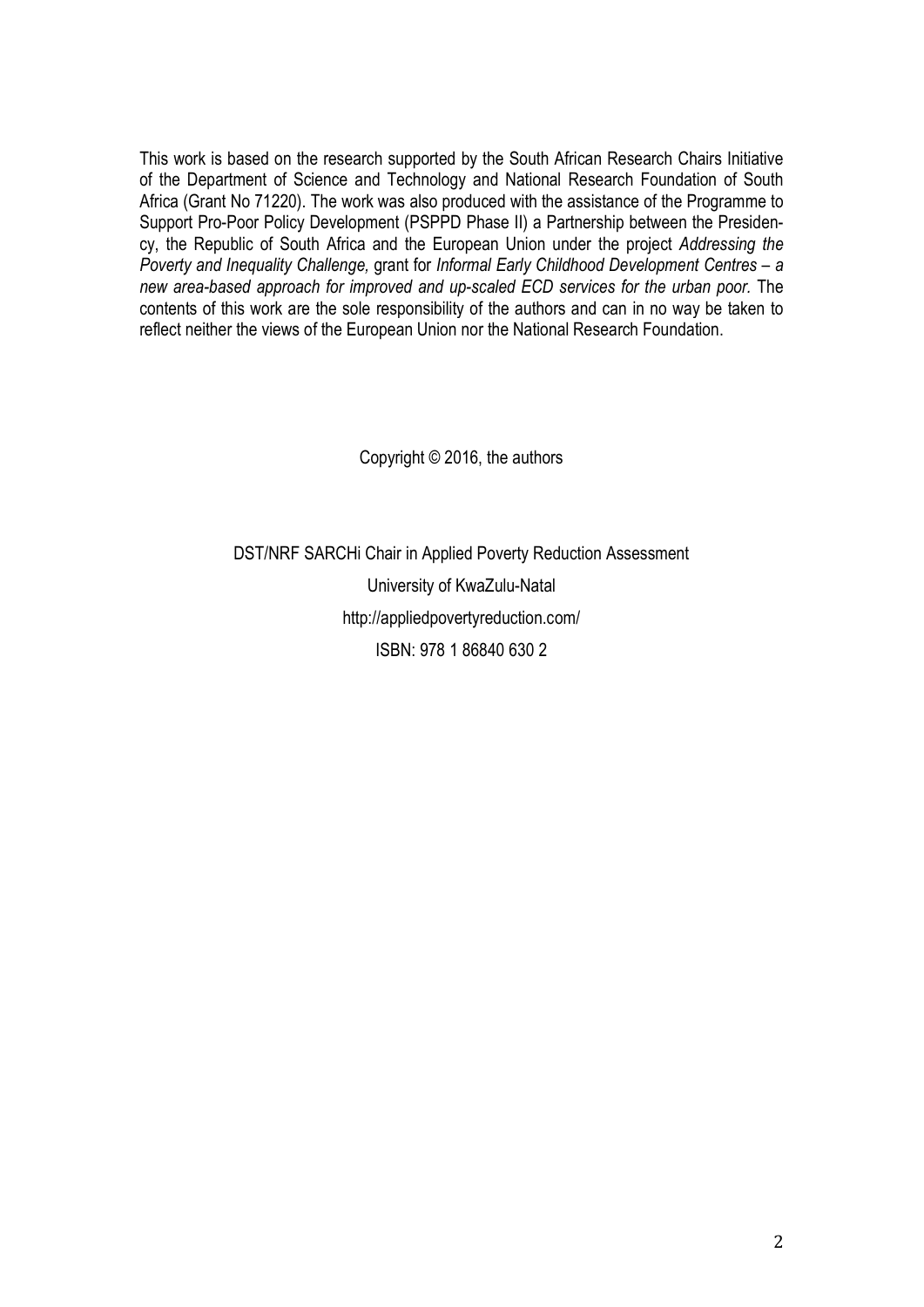This work is based on the research supported by the South African Research Chairs Initiative of the Department of Science and Technology and National Research Foundation of South Africa (Grant No 71220). The work was also produced with the assistance of the Programme to Support Pro-Poor Policy Development (PSPPD Phase II) a Partnership between the Presidency, the Republic of South Africa and the European Union under the project *Addressing the Poverty and Inequality Challenge,* grant for *Informal Early Childhood Development Centres – a new area-based approach for improved and up-scaled ECD services for the urban poor.* The contents of this work are the sole responsibility of the authors and can in no way be taken to reflect neither the views of the European Union nor the National Research Foundation.

Copyright © 2016, the authors

DST/NRF SARCHi Chair in Applied Poverty Reduction Assessment

University of KwaZulu-Natal

http://appliedpovertyreduction.com/

ISBN: 978 1 86840 630 2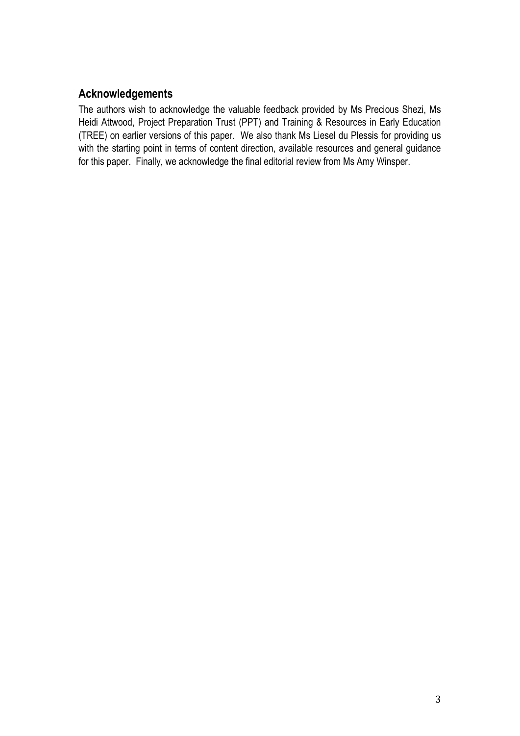## Acknowledgements

The authors wish to acknowledge the valuable feedback provided by Ms Precious Shezi, Ms Heidi Attwood, Project Preparation Trust (PPT) and Training & Resources in Early Education (TREE) on earlier versions of this paper. We also thank Ms Liesel du Plessis for providing us with the starting point in terms of content direction, available resources and general guidance for this paper. Finally, we acknowledge the final editorial review from Ms Amy Winsper.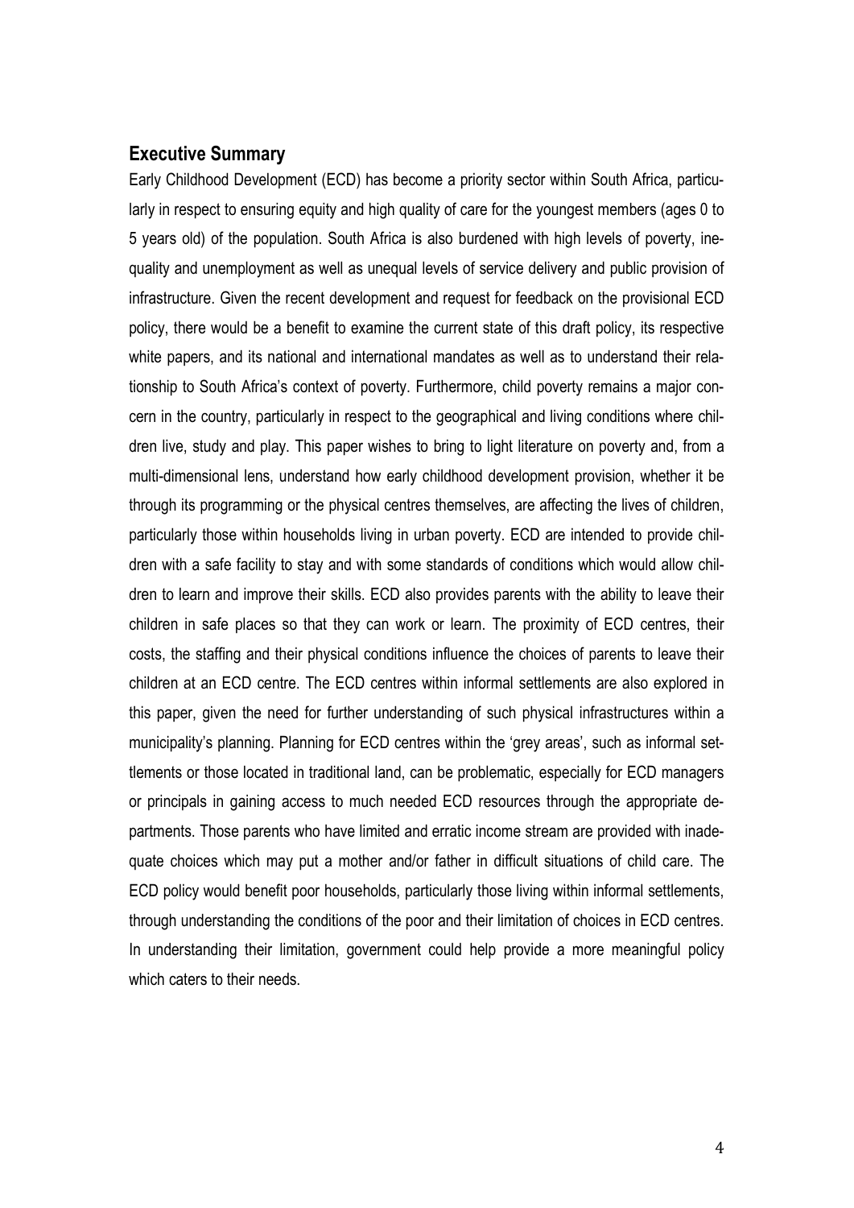## Executive Summary

Early Childhood Development (ECD) has become a priority sector within South Africa, particularly in respect to ensuring equity and high quality of care for the youngest members (ages 0 to 5 years old) of the population. South Africa is also burdened with high levels of poverty, inequality and unemployment as well as unequal levels of service delivery and public provision of infrastructure. Given the recent development and request for feedback on the provisional ECD policy, there would be a benefit to examine the current state of this draft policy, its respective white papers, and its national and international mandates as well as to understand their relationship to South Africa's context of poverty. Furthermore, child poverty remains a major concern in the country, particularly in respect to the geographical and living conditions where children live, study and play. This paper wishes to bring to light literature on poverty and, from a multi-dimensional lens, understand how early childhood development provision, whether it be through its programming or the physical centres themselves, are affecting the lives of children, particularly those within households living in urban poverty. ECD are intended to provide children with a safe facility to stay and with some standards of conditions which would allow children to learn and improve their skills. ECD also provides parents with the ability to leave their children in safe places so that they can work or learn. The proximity of ECD centres, their costs, the staffing and their physical conditions influence the choices of parents to leave their children at an ECD centre. The ECD centres within informal settlements are also explored in this paper, given the need for further understanding of such physical infrastructures within a municipality's planning. Planning for ECD centres within the 'grey areas', such as informal settlements or those located in traditional land, can be problematic, especially for ECD managers or principals in gaining access to much needed ECD resources through the appropriate departments. Those parents who have limited and erratic income stream are provided with inadequate choices which may put a mother and/or father in difficult situations of child care. The ECD policy would benefit poor households, particularly those living within informal settlements, through understanding the conditions of the poor and their limitation of choices in ECD centres. In understanding their limitation, government could help provide a more meaningful policy which caters to their needs.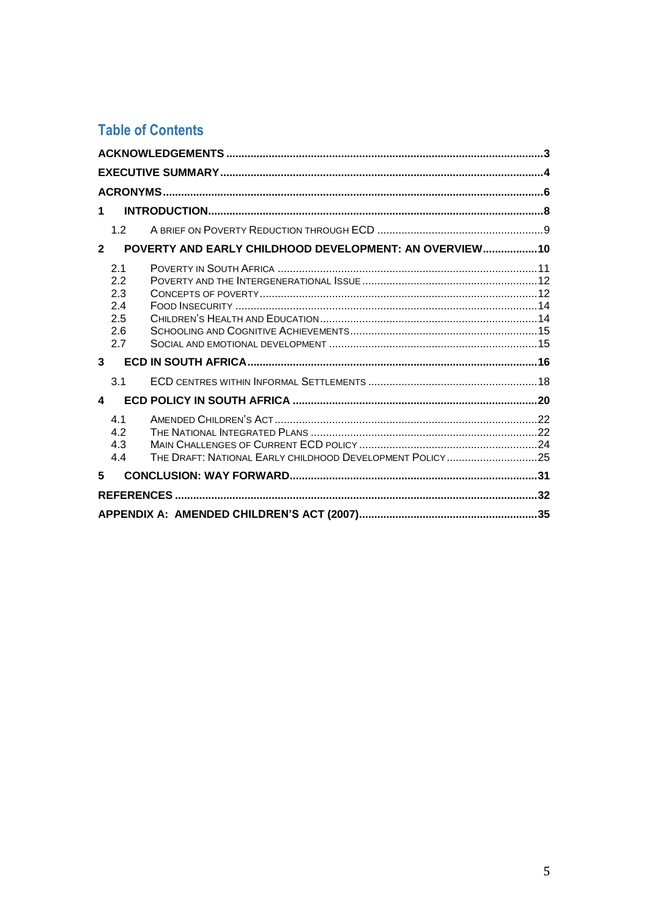## Table of Contents

**ACKNOWLEDGEMENTS** ........ 3

**EXECUTIVE SUMMARY** ........ 4

**ACRONYMS** ........ 6

**1 INTRODUCTION** ........ 8

- 1.2 A Brief on Poverty Reduction through ECD ........ 9

**2 POVERTY AND EARLY CHILDHOOD DEVELOPMENT: AN OVERVIEW** ........ 10

- 2.1 Poverty in South Africa ........ 11
- 2.2 Poverty and the Intergenerational Issue ........ 12
- 2.3 Concepts of Poverty ........ 12
- 2.4 Food Insecurity ........ 14
- 2.5 Children's Health and Education ........ 14
- 2.6 Schooling and Cognitive Achievements ........ 15
- 2.7 Social and Emotional Development ........ 15

**3 ECD IN SOUTH AFRICA** ........ 16

- 3.1 ECD Centres within Informal Settlements ........ 18

**4 ECD POLICY IN SOUTH AFRICA** ........ 20

- 4.1 Amended Children's Act ........ 22
- 4.2 The National Integrated Plans ........ 22
- 4.3 Main Challenges of Current ECD Policy ........ 24
- 4.4 The Draft: National Early Childhood Development Policy ........ 25

**5 CONCLUSION: WAY FORWARD** ........ 31

**REFERENCES** ........ 32

**APPENDIX A: AMENDED CHILDREN'S ACT (2007)** ........ 35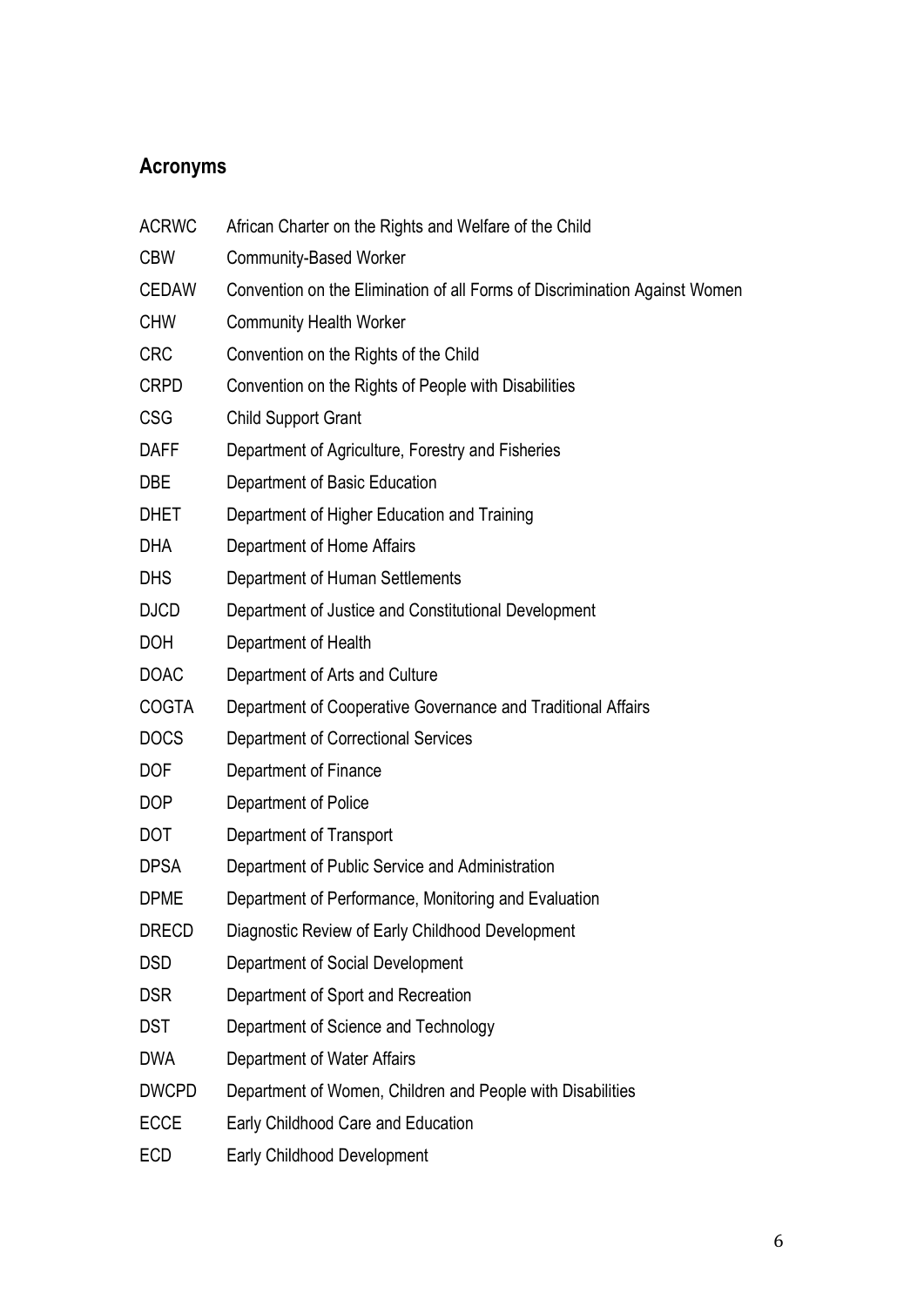## Acronyms

| | |
|---|---|
| ACRWC | African Charter on the Rights and Welfare of the Child |
| CBW | Community-Based Worker |
| CEDAW | Convention on the Elimination of all Forms of Discrimination Against Women |
| CHW | Community Health Worker |
| CRC | Convention on the Rights of the Child |
| CRPD | Convention on the Rights of People with Disabilities |
| CSG | Child Support Grant |
| DAFF | Department of Agriculture, Forestry and Fisheries |
| DBE | Department of Basic Education |
| DHET | Department of Higher Education and Training |
| DHA | Department of Home Affairs |
| DHS | Department of Human Settlements |
| DJCD | Department of Justice and Constitutional Development |
| DOH | Department of Health |
| DOAC | Department of Arts and Culture |
| COGTA | Department of Cooperative Governance and Traditional Affairs |
| DOCS | Department of Correctional Services |
| DOF | Department of Finance |
| DOP | Department of Police |
| DOT | Department of Transport |
| DPSA | Department of Public Service and Administration |
| DPME | Department of Performance, Monitoring and Evaluation |
| DRECD | Diagnostic Review of Early Childhood Development |
| DSD | Department of Social Development |
| DSR | Department of Sport and Recreation |
| DST | Department of Science and Technology |
| DWA | Department of Water Affairs |
| DWCPD | Department of Women, Children and People with Disabilities |
| ECCE | Early Childhood Care and Education |
| ECD | Early Childhood Development |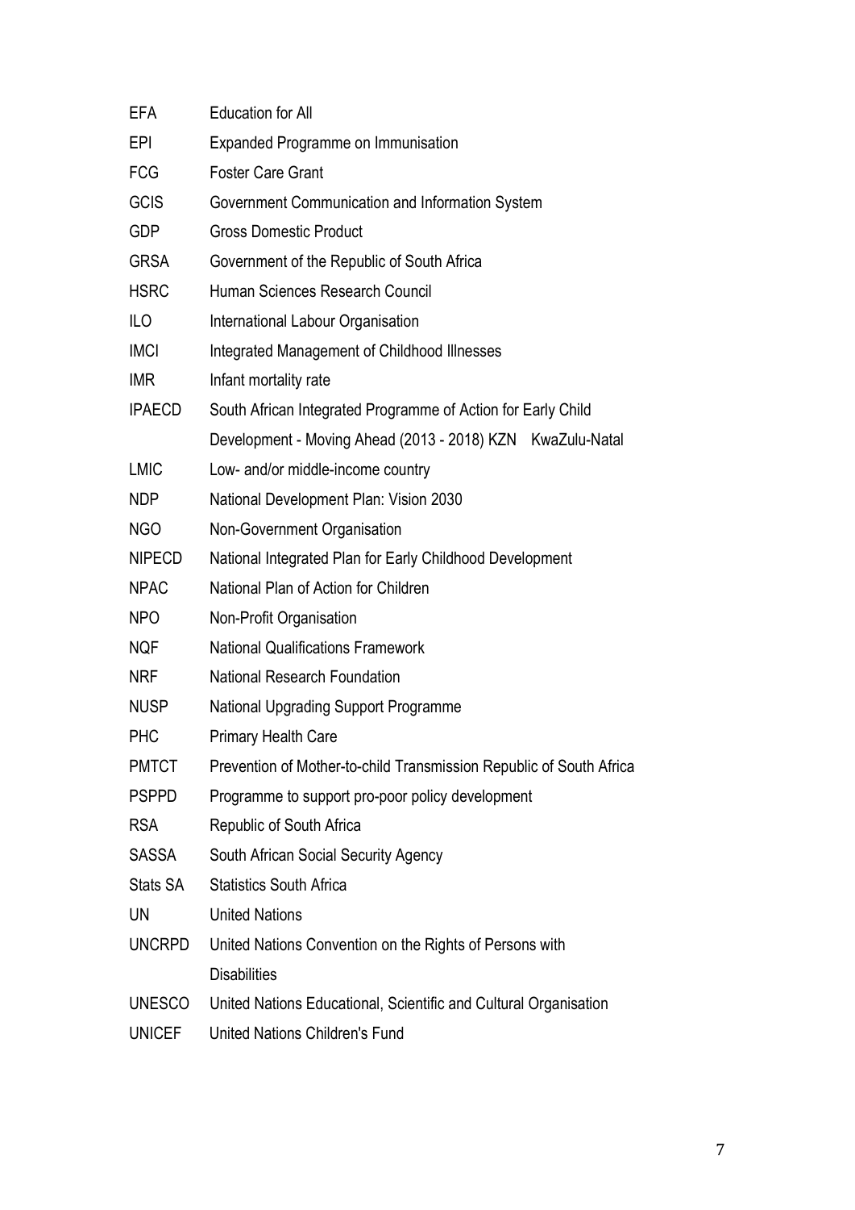| | |
|---|---|
| EFA | Education for All |
| EPI | Expanded Programme on Immunisation |
| FCG | Foster Care Grant |
| GCIS | Government Communication and Information System |
| GDP | Gross Domestic Product |
| GRSA | Government of the Republic of South Africa |
| HSRC | Human Sciences Research Council |
| ILO | International Labour Organisation |
| IMCI | Integrated Management of Childhood Illnesses |
| IMR | Infant mortality rate |
| IPAECD | South African Integrated Programme of Action for Early Child Development - Moving Ahead (2013 - 2018) KZN KwaZulu-Natal |
| LMIC | Low- and/or middle-income country |
| NDP | National Development Plan: Vision 2030 |
| NGO | Non-Government Organisation |
| NIPECD | National Integrated Plan for Early Childhood Development |
| NPAC | National Plan of Action for Children |
| NPO | Non-Profit Organisation |
| NQF | National Qualifications Framework |
| NRF | National Research Foundation |
| NUSP | National Upgrading Support Programme |
| PHC | Primary Health Care |
| PMTCT | Prevention of Mother-to-child Transmission Republic of South Africa |
| PSPPD | Programme to support pro-poor policy development |
| RSA | Republic of South Africa |
| SASSA | South African Social Security Agency |
| Stats SA | Statistics South Africa |
| UN | United Nations |
| UNCRPD | United Nations Convention on the Rights of Persons with Disabilities |
| UNESCO | United Nations Educational, Scientific and Cultural Organisation |
| UNICEF | United Nations Children's Fund |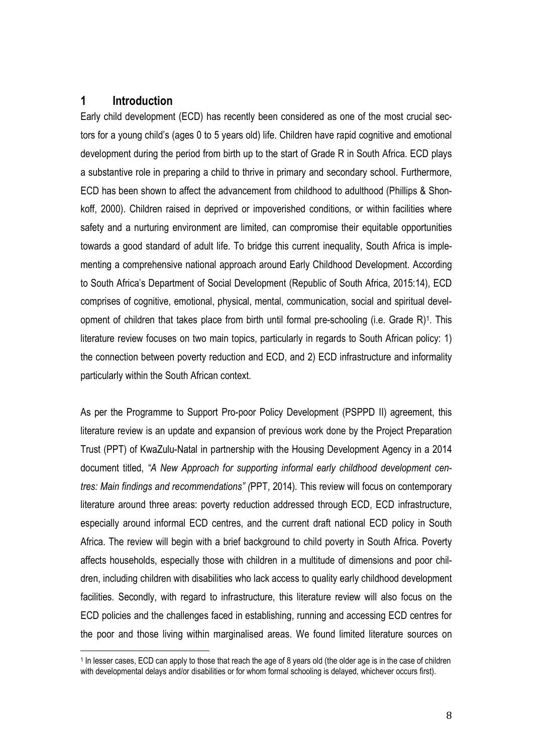# 1 Introduction

Early child development (ECD) has recently been considered as one of the most crucial sectors for a young child's (ages 0 to 5 years old) life. Children have rapid cognitive and emotional development during the period from birth up to the start of Grade R in South Africa. ECD plays a substantive role in preparing a child to thrive in primary and secondary school. Furthermore, ECD has been shown to affect the advancement from childhood to adulthood (Phillips & Shonkoff, 2000). Children raised in deprived or impoverished conditions, or within facilities where safety and a nurturing environment are limited, can compromise their equitable opportunities towards a good standard of adult life. To bridge this current inequality, South Africa is implementing a comprehensive national approach around Early Childhood Development. According to South Africa's Department of Social Development (Republic of South Africa, 2015:14), ECD comprises of cognitive, emotional, physical, mental, communication, social and spiritual development of children that takes place from birth until formal pre-schooling (i.e. Grade R)[1]. This literature review focuses on two main topics, particularly in regards to South African policy: 1) the connection between poverty reduction and ECD, and 2) ECD infrastructure and informality particularly within the South African context.

As per the Programme to Support Pro-poor Policy Development (PSPPD II) agreement, this literature review is an update and expansion of previous work done by the Project Preparation Trust (PPT) of KwaZulu-Natal in partnership with the Housing Development Agency in a 2014 document titled, *"A New Approach for supporting informal early childhood development centres: Main findings and recommendations" (*PPT, 2014). This review will focus on contemporary literature around three areas: poverty reduction addressed through ECD, ECD infrastructure, especially around informal ECD centres, and the current draft national ECD policy in South Africa. The review will begin with a brief background to child poverty in South Africa. Poverty affects households, especially those with children in a multitude of dimensions and poor children, including children with disabilities who lack access to quality early childhood development facilities. Secondly, with regard to infrastructure, this literature review will also focus on the ECD policies and the challenges faced in establishing, running and accessing ECD centres for the poor and those living within marginalised areas. We found limited literature sources on

[1] In lesser cases, ECD can apply to those that reach the age of 8 years old (the older age is in the case of children with developmental delays and/or disabilities or for whom formal schooling is delayed, whichever occurs first).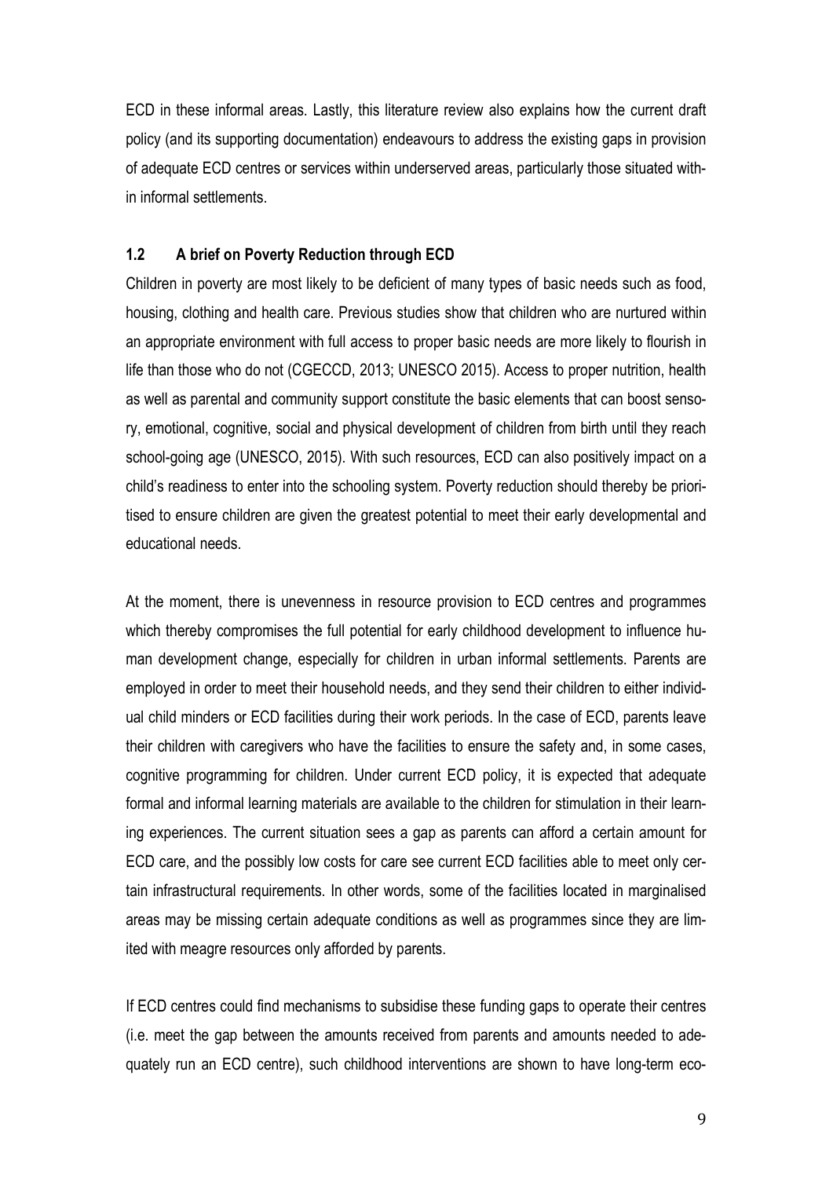ECD in these informal areas. Lastly, this literature review also explains how the current draft policy (and its supporting documentation) endeavours to address the existing gaps in provision of adequate ECD centres or services within underserved areas, particularly those situated within informal settlements.

### 1.2 A brief on Poverty Reduction through ECD

Children in poverty are most likely to be deficient of many types of basic needs such as food, housing, clothing and health care. Previous studies show that children who are nurtured within an appropriate environment with full access to proper basic needs are more likely to flourish in life than those who do not (CGECCD, 2013; UNESCO 2015). Access to proper nutrition, health as well as parental and community support constitute the basic elements that can boost sensory, emotional, cognitive, social and physical development of children from birth until they reach school-going age (UNESCO, 2015). With such resources, ECD can also positively impact on a child's readiness to enter into the schooling system. Poverty reduction should thereby be prioritised to ensure children are given the greatest potential to meet their early developmental and educational needs.

At the moment, there is unevenness in resource provision to ECD centres and programmes which thereby compromises the full potential for early childhood development to influence human development change, especially for children in urban informal settlements. Parents are employed in order to meet their household needs, and they send their children to either individual child minders or ECD facilities during their work periods. In the case of ECD, parents leave their children with caregivers who have the facilities to ensure the safety and, in some cases, cognitive programming for children. Under current ECD policy, it is expected that adequate formal and informal learning materials are available to the children for stimulation in their learning experiences. The current situation sees a gap as parents can afford a certain amount for ECD care, and the possibly low costs for care see current ECD facilities able to meet only certain infrastructural requirements. In other words, some of the facilities located in marginalised areas may be missing certain adequate conditions as well as programmes since they are limited with meagre resources only afforded by parents.

If ECD centres could find mechanisms to subsidise these funding gaps to operate their centres (i.e. meet the gap between the amounts received from parents and amounts needed to adequately run an ECD centre), such childhood interventions are shown to have long-term eco-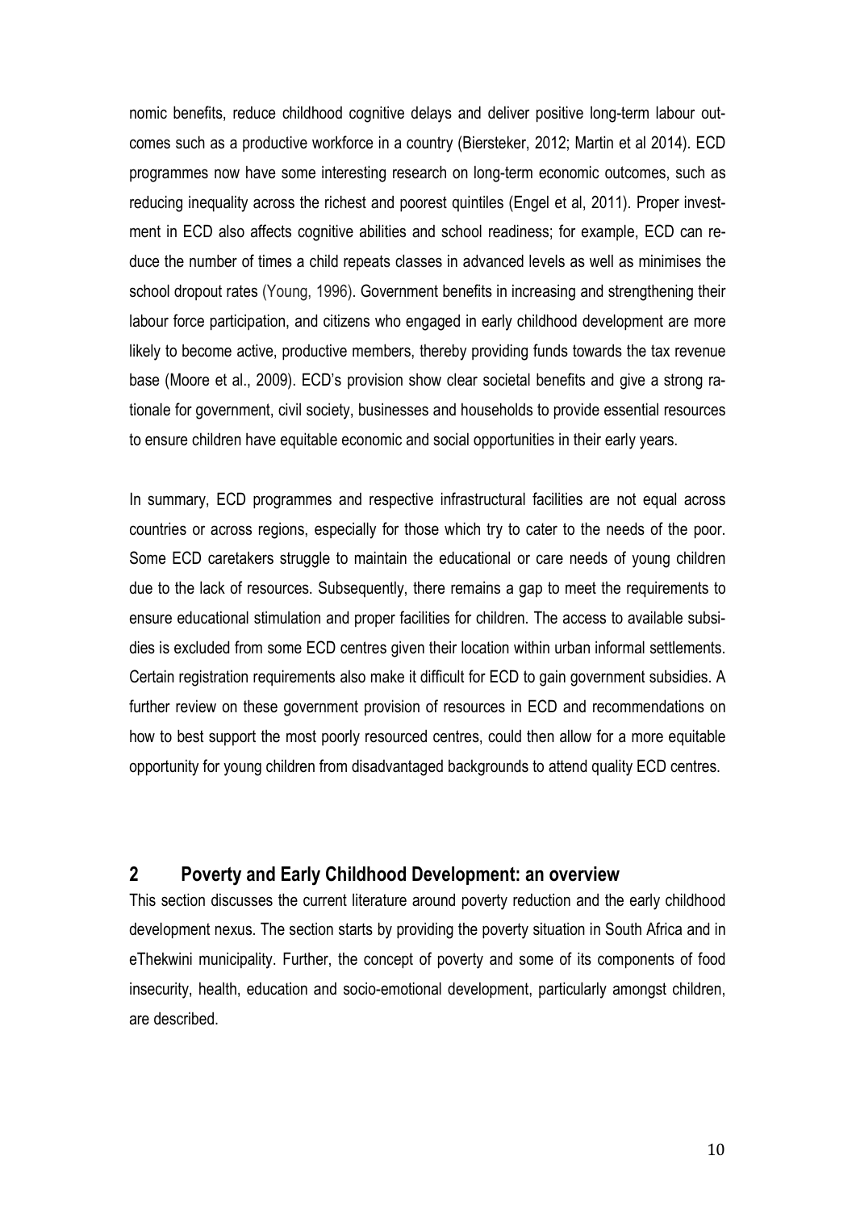nomic benefits, reduce childhood cognitive delays and deliver positive long-term labour outcomes such as a productive workforce in a country (Biersteker, 2012; Martin et al 2014). ECD programmes now have some interesting research on long-term economic outcomes, such as reducing inequality across the richest and poorest quintiles (Engel et al, 2011). Proper investment in ECD also affects cognitive abilities and school readiness; for example, ECD can reduce the number of times a child repeats classes in advanced levels as well as minimises the school dropout rates (Young, 1996). Government benefits in increasing and strengthening their labour force participation, and citizens who engaged in early childhood development are more likely to become active, productive members, thereby providing funds towards the tax revenue base (Moore et al., 2009). ECD's provision show clear societal benefits and give a strong rationale for government, civil society, businesses and households to provide essential resources to ensure children have equitable economic and social opportunities in their early years.

In summary, ECD programmes and respective infrastructural facilities are not equal across countries or across regions, especially for those which try to cater to the needs of the poor. Some ECD caretakers struggle to maintain the educational or care needs of young children due to the lack of resources. Subsequently, there remains a gap to meet the requirements to ensure educational stimulation and proper facilities for children. The access to available subsidies is excluded from some ECD centres given their location within urban informal settlements. Certain registration requirements also make it difficult for ECD to gain government subsidies. A further review on these government provision of resources in ECD and recommendations on how to best support the most poorly resourced centres, could then allow for a more equitable opportunity for young children from disadvantaged backgrounds to attend quality ECD centres.

## 2 Poverty and Early Childhood Development: an overview

This section discusses the current literature around poverty reduction and the early childhood development nexus. The section starts by providing the poverty situation in South Africa and in eThekwini municipality. Further, the concept of poverty and some of its components of food insecurity, health, education and socio-emotional development, particularly amongst children, are described.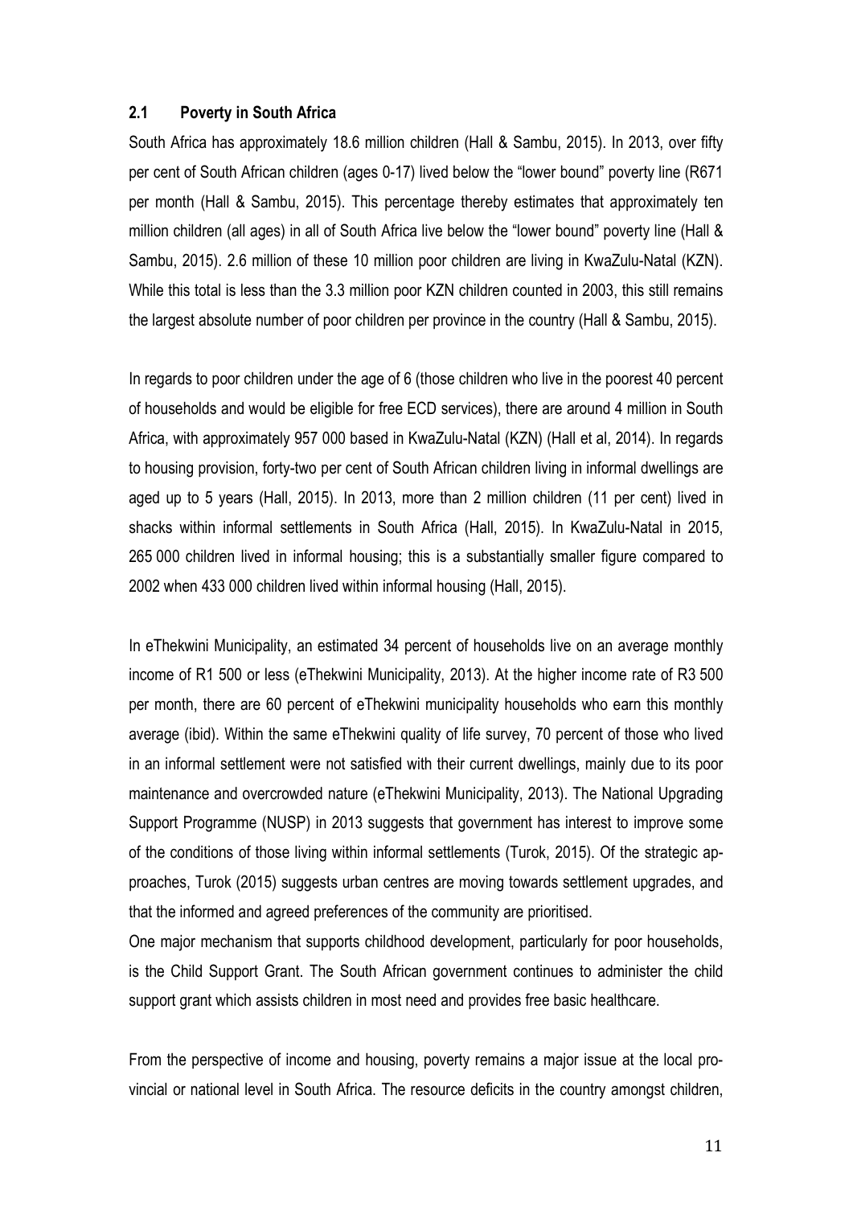## 2.1 Poverty in South Africa

South Africa has approximately 18.6 million children (Hall & Sambu, 2015). In 2013, over fifty per cent of South African children (ages 0-17) lived below the "lower bound" poverty line (R671 per month (Hall & Sambu, 2015). This percentage thereby estimates that approximately ten million children (all ages) in all of South Africa live below the "lower bound" poverty line (Hall & Sambu, 2015). 2.6 million of these 10 million poor children are living in KwaZulu-Natal (KZN). While this total is less than the 3.3 million poor KZN children counted in 2003, this still remains the largest absolute number of poor children per province in the country (Hall & Sambu, 2015).

In regards to poor children under the age of 6 (those children who live in the poorest 40 percent of households and would be eligible for free ECD services), there are around 4 million in South Africa, with approximately 957 000 based in KwaZulu-Natal (KZN) (Hall et al, 2014). In regards to housing provision, forty-two per cent of South African children living in informal dwellings are aged up to 5 years (Hall, 2015). In 2013, more than 2 million children (11 per cent) lived in shacks within informal settlements in South Africa (Hall, 2015). In KwaZulu-Natal in 2015, 265 000 children lived in informal housing; this is a substantially smaller figure compared to 2002 when 433 000 children lived within informal housing (Hall, 2015).

In eThekwini Municipality, an estimated 34 percent of households live on an average monthly income of R1 500 or less (eThekwini Municipality, 2013). At the higher income rate of R3 500 per month, there are 60 percent of eThekwini municipality households who earn this monthly average (ibid). Within the same eThekwini quality of life survey, 70 percent of those who lived in an informal settlement were not satisfied with their current dwellings, mainly due to its poor maintenance and overcrowded nature (eThekwini Municipality, 2013). The National Upgrading Support Programme (NUSP) in 2013 suggests that government has interest to improve some of the conditions of those living within informal settlements (Turok, 2015). Of the strategic approaches, Turok (2015) suggests urban centres are moving towards settlement upgrades, and that the informed and agreed preferences of the community are prioritised.

One major mechanism that supports childhood development, particularly for poor households, is the Child Support Grant. The South African government continues to administer the child support grant which assists children in most need and provides free basic healthcare.

From the perspective of income and housing, poverty remains a major issue at the local provincial or national level in South Africa. The resource deficits in the country amongst children,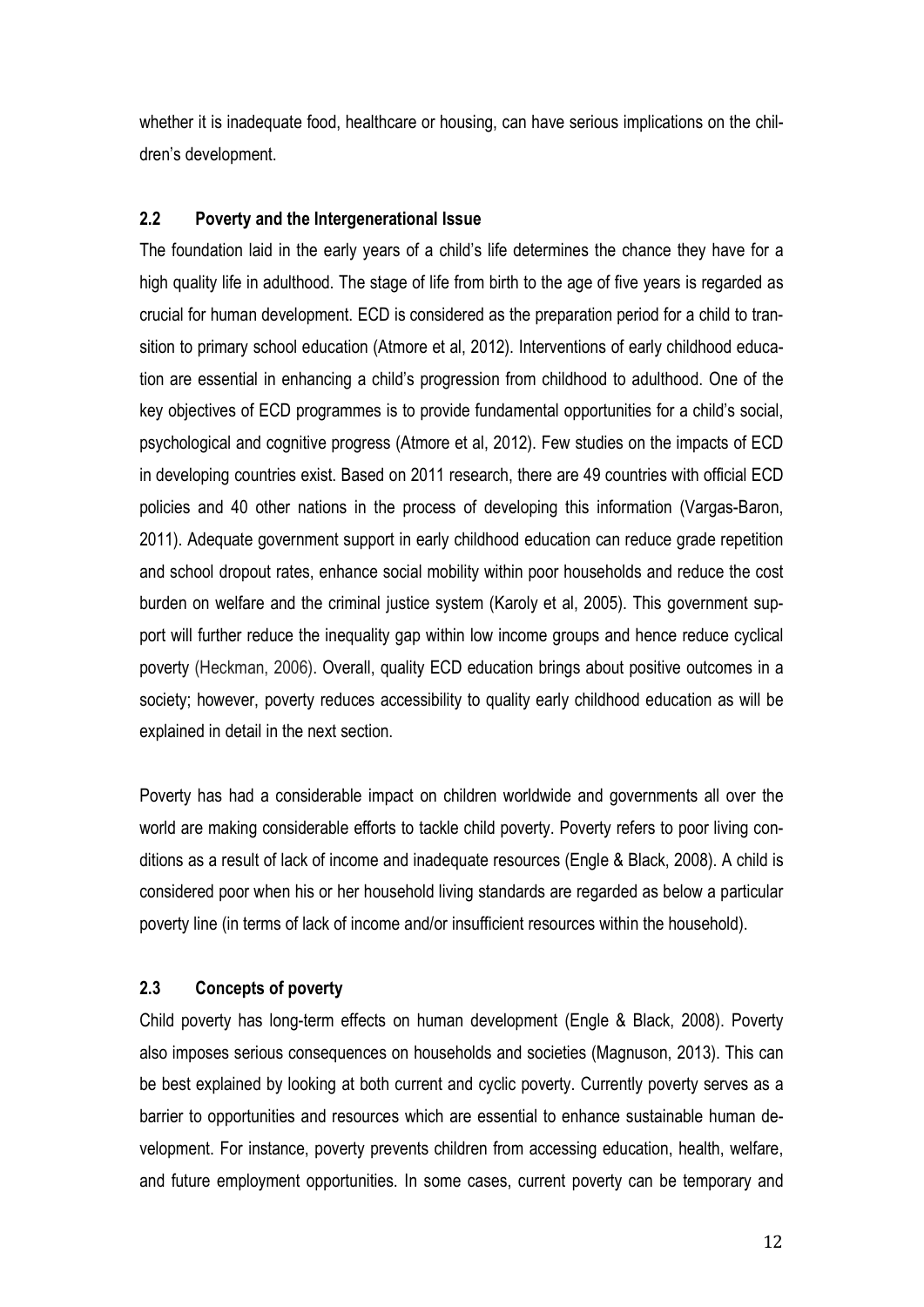whether it is inadequate food, healthcare or housing, can have serious implications on the children's development.

## 2.2 Poverty and the Intergenerational Issue

The foundation laid in the early years of a child's life determines the chance they have for a high quality life in adulthood. The stage of life from birth to the age of five years is regarded as crucial for human development. ECD is considered as the preparation period for a child to transition to primary school education (Atmore et al, 2012). Interventions of early childhood education are essential in enhancing a child's progression from childhood to adulthood. One of the key objectives of ECD programmes is to provide fundamental opportunities for a child's social, psychological and cognitive progress (Atmore et al, 2012). Few studies on the impacts of ECD in developing countries exist. Based on 2011 research, there are 49 countries with official ECD policies and 40 other nations in the process of developing this information (Vargas-Baron, 2011). Adequate government support in early childhood education can reduce grade repetition and school dropout rates, enhance social mobility within poor households and reduce the cost burden on welfare and the criminal justice system (Karoly et al, 2005). This government support will further reduce the inequality gap within low income groups and hence reduce cyclical poverty (Heckman, 2006). Overall, quality ECD education brings about positive outcomes in a society; however, poverty reduces accessibility to quality early childhood education as will be explained in detail in the next section.

Poverty has had a considerable impact on children worldwide and governments all over the world are making considerable efforts to tackle child poverty. Poverty refers to poor living conditions as a result of lack of income and inadequate resources (Engle & Black, 2008). A child is considered poor when his or her household living standards are regarded as below a particular poverty line (in terms of lack of income and/or insufficient resources within the household).

## 2.3 Concepts of poverty

Child poverty has long-term effects on human development (Engle & Black, 2008). Poverty also imposes serious consequences on households and societies (Magnuson, 2013). This can be best explained by looking at both current and cyclic poverty. Currently poverty serves as a barrier to opportunities and resources which are essential to enhance sustainable human development. For instance, poverty prevents children from accessing education, health, welfare, and future employment opportunities. In some cases, current poverty can be temporary and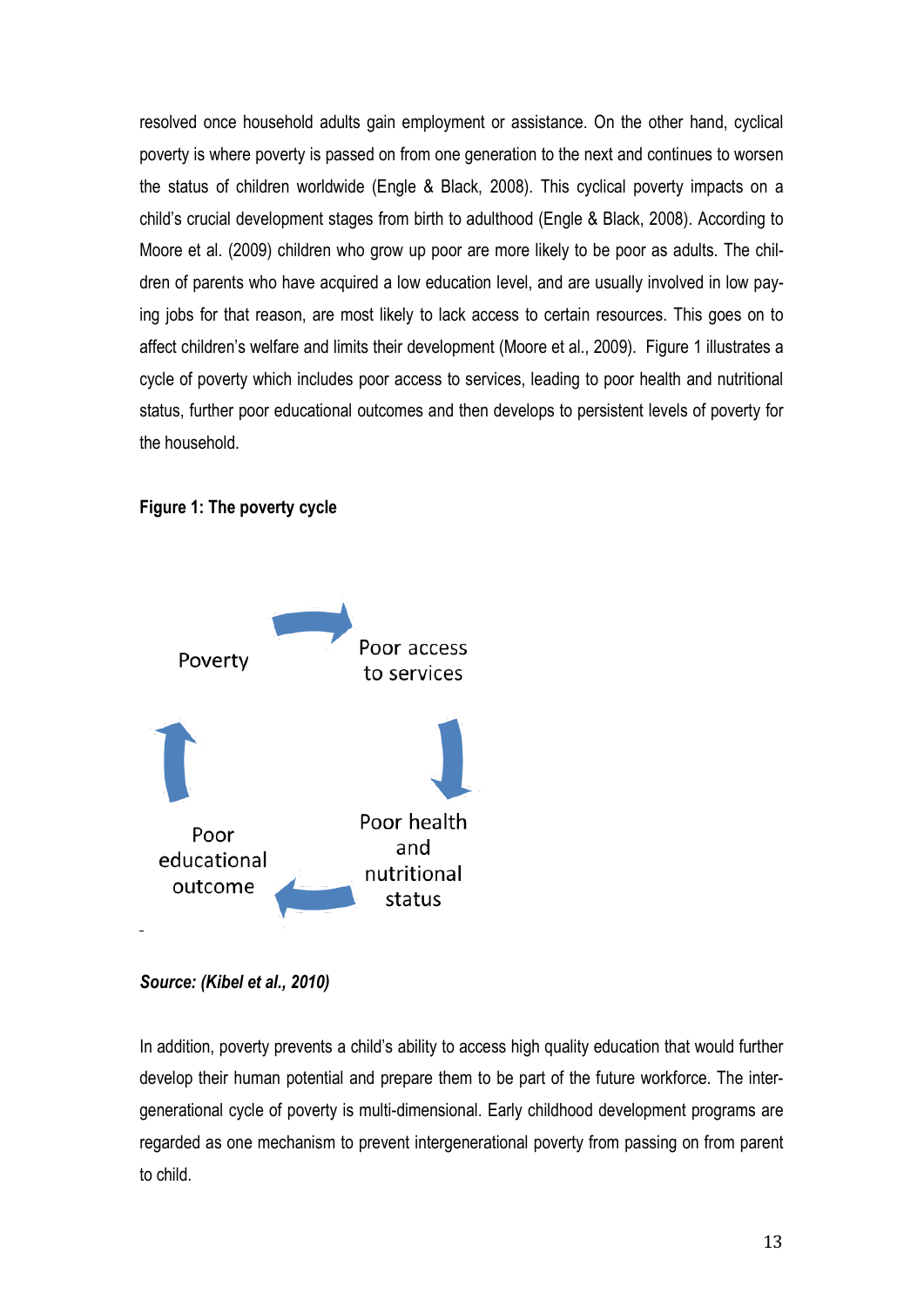resolved once household adults gain employment or assistance. On the other hand, cyclical poverty is where poverty is passed on from one generation to the next and continues to worsen the status of children worldwide (Engle & Black, 2008). This cyclical poverty impacts on a child's crucial development stages from birth to adulthood (Engle & Black, 2008). According to Moore et al. (2009) children who grow up poor are more likely to be poor as adults. The children of parents who have acquired a low education level, and are usually involved in low paying jobs for that reason, are most likely to lack access to certain resources. This goes on to affect children's welfare and limits their development (Moore et al., 2009). Figure 1 illustrates a cycle of poverty which includes poor access to services, leading to poor health and nutritional status, further poor educational outcomes and then develops to persistent levels of poverty for the household.

**Figure 1: The poverty cycle**

Poverty → Poor access to services → Poor health and nutritional status → Poor educational outcome → Poverty

***Source: (Kibel et al., 2010)***

In addition, poverty prevents a child's ability to access high quality education that would further develop their human potential and prepare them to be part of the future workforce. The intergenerational cycle of poverty is multi-dimensional. Early childhood development programs are regarded as one mechanism to prevent intergenerational poverty from passing on from parent to child.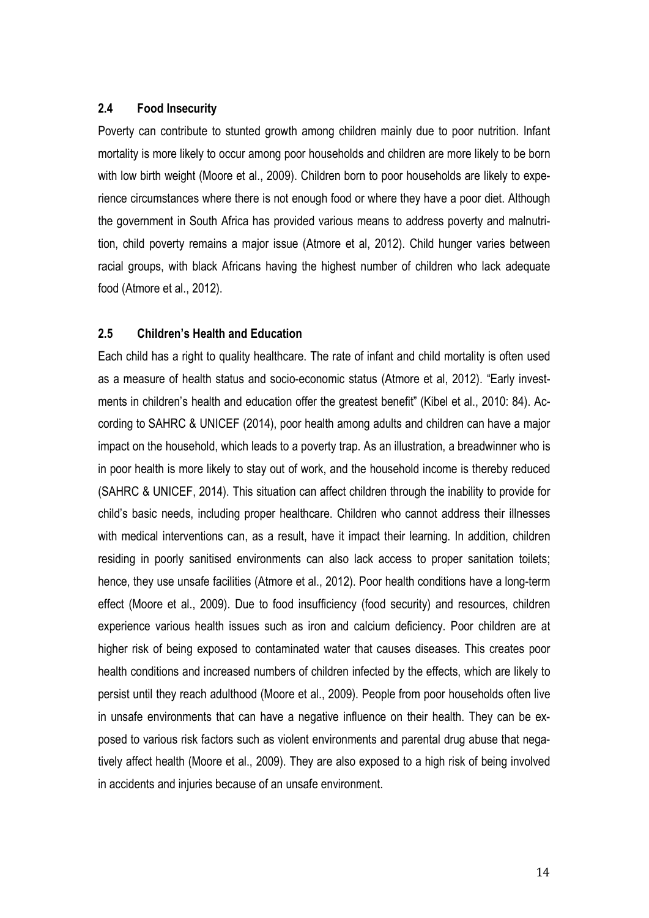### 2.4 Food Insecurity

Poverty can contribute to stunted growth among children mainly due to poor nutrition. Infant mortality is more likely to occur among poor households and children are more likely to be born with low birth weight (Moore et al., 2009). Children born to poor households are likely to experience circumstances where there is not enough food or where they have a poor diet. Although the government in South Africa has provided various means to address poverty and malnutrition, child poverty remains a major issue (Atmore et al, 2012). Child hunger varies between racial groups, with black Africans having the highest number of children who lack adequate food (Atmore et al., 2012).

### 2.5 Children's Health and Education

Each child has a right to quality healthcare. The rate of infant and child mortality is often used as a measure of health status and socio-economic status (Atmore et al, 2012). "Early investments in children's health and education offer the greatest benefit" (Kibel et al., 2010: 84). According to SAHRC & UNICEF (2014), poor health among adults and children can have a major impact on the household, which leads to a poverty trap. As an illustration, a breadwinner who is in poor health is more likely to stay out of work, and the household income is thereby reduced (SAHRC & UNICEF, 2014). This situation can affect children through the inability to provide for child's basic needs, including proper healthcare. Children who cannot address their illnesses with medical interventions can, as a result, have it impact their learning. In addition, children residing in poorly sanitised environments can also lack access to proper sanitation toilets; hence, they use unsafe facilities (Atmore et al., 2012). Poor health conditions have a long-term effect (Moore et al., 2009). Due to food insufficiency (food security) and resources, children experience various health issues such as iron and calcium deficiency. Poor children are at higher risk of being exposed to contaminated water that causes diseases. This creates poor health conditions and increased numbers of children infected by the effects, which are likely to persist until they reach adulthood (Moore et al., 2009). People from poor households often live in unsafe environments that can have a negative influence on their health. They can be exposed to various risk factors such as violent environments and parental drug abuse that negatively affect health (Moore et al., 2009). They are also exposed to a high risk of being involved in accidents and injuries because of an unsafe environment.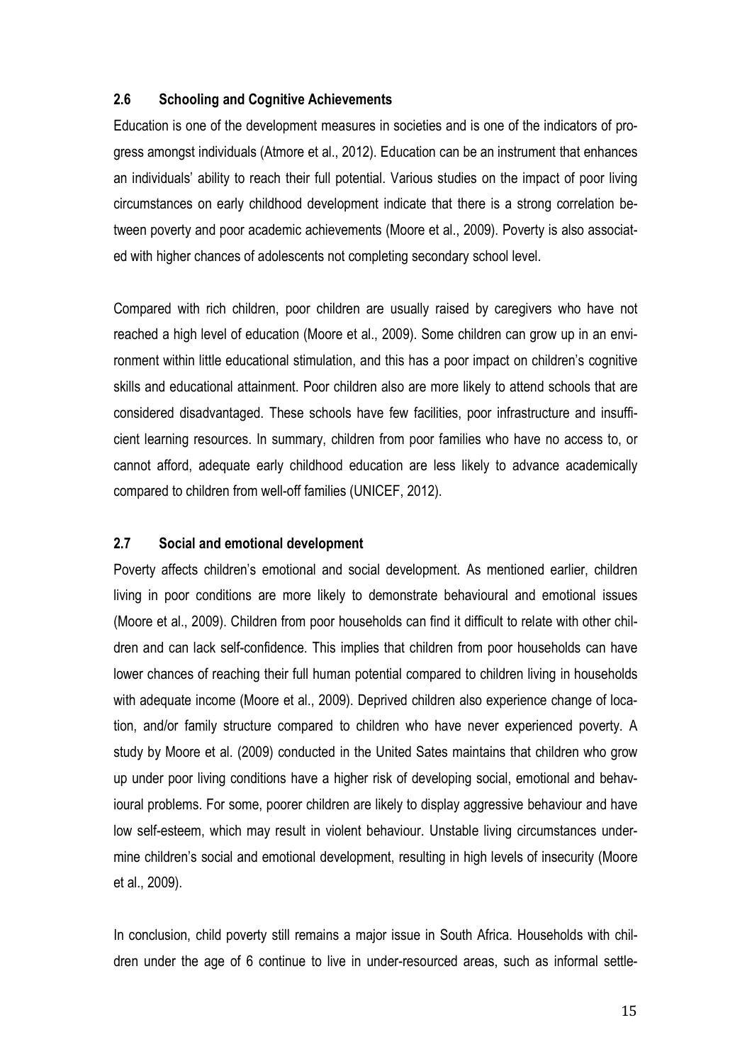## 2.6 Schooling and Cognitive Achievements

Education is one of the development measures in societies and is one of the indicators of progress amongst individuals (Atmore et al., 2012). Education can be an instrument that enhances an individuals' ability to reach their full potential. Various studies on the impact of poor living circumstances on early childhood development indicate that there is a strong correlation between poverty and poor academic achievements (Moore et al., 2009). Poverty is also associated with higher chances of adolescents not completing secondary school level.

Compared with rich children, poor children are usually raised by caregivers who have not reached a high level of education (Moore et al., 2009). Some children can grow up in an environment within little educational stimulation, and this has a poor impact on children's cognitive skills and educational attainment. Poor children also are more likely to attend schools that are considered disadvantaged. These schools have few facilities, poor infrastructure and insufficient learning resources. In summary, children from poor families who have no access to, or cannot afford, adequate early childhood education are less likely to advance academically compared to children from well-off families (UNICEF, 2012).

## 2.7 Social and emotional development

Poverty affects children's emotional and social development. As mentioned earlier, children living in poor conditions are more likely to demonstrate behavioural and emotional issues (Moore et al., 2009). Children from poor households can find it difficult to relate with other children and can lack self-confidence. This implies that children from poor households can have lower chances of reaching their full human potential compared to children living in households with adequate income (Moore et al., 2009). Deprived children also experience change of location, and/or family structure compared to children who have never experienced poverty. A study by Moore et al. (2009) conducted in the United Sates maintains that children who grow up under poor living conditions have a higher risk of developing social, emotional and behavioural problems. For some, poorer children are likely to display aggressive behaviour and have low self-esteem, which may result in violent behaviour. Unstable living circumstances undermine children's social and emotional development, resulting in high levels of insecurity (Moore et al., 2009).

In conclusion, child poverty still remains a major issue in South Africa. Households with children under the age of 6 continue to live in under-resourced areas, such as informal settle-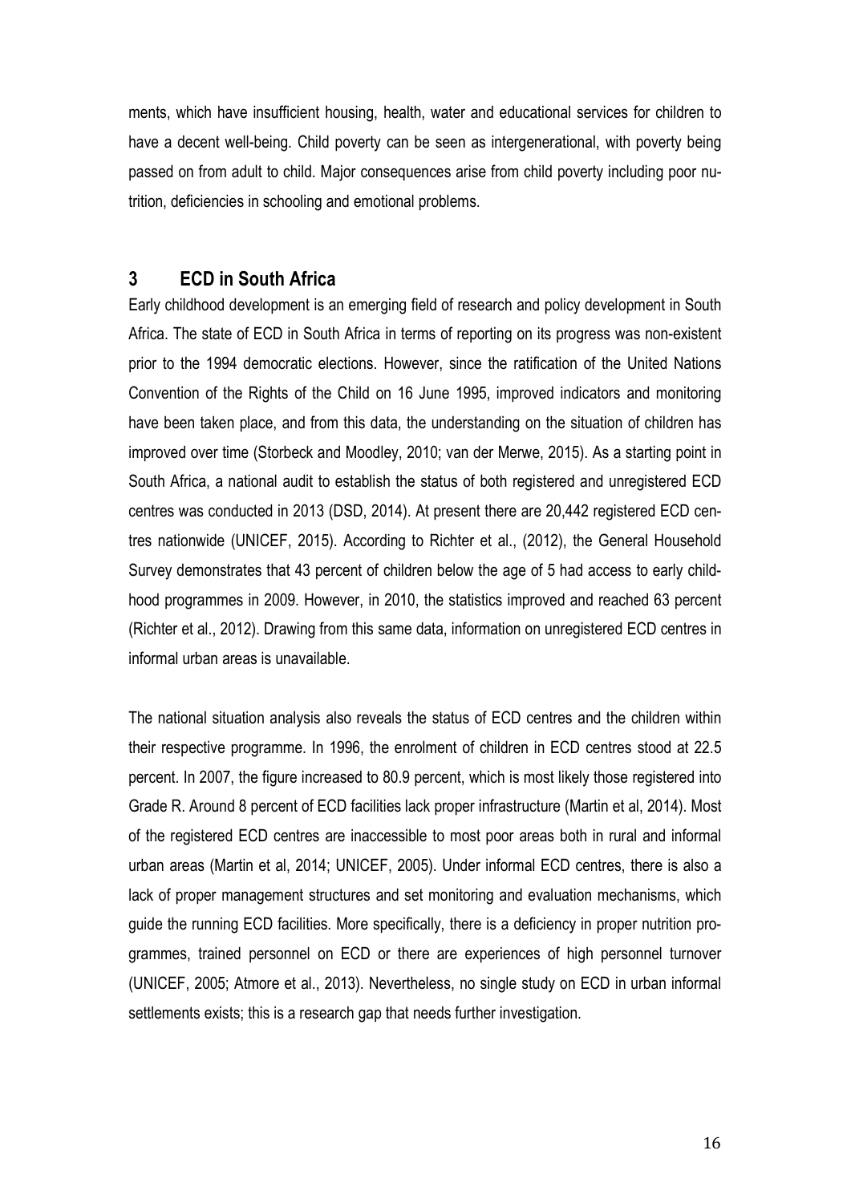ments, which have insufficient housing, health, water and educational services for children to have a decent well-being. Child poverty can be seen as intergenerational, with poverty being passed on from adult to child. Major consequences arise from child poverty including poor nutrition, deficiencies in schooling and emotional problems.

## 3 ECD in South Africa

Early childhood development is an emerging field of research and policy development in South Africa. The state of ECD in South Africa in terms of reporting on its progress was non-existent prior to the 1994 democratic elections. However, since the ratification of the United Nations Convention of the Rights of the Child on 16 June 1995, improved indicators and monitoring have been taken place, and from this data, the understanding on the situation of children has improved over time (Storbeck and Moodley, 2010; van der Merwe, 2015). As a starting point in South Africa, a national audit to establish the status of both registered and unregistered ECD centres was conducted in 2013 (DSD, 2014). At present there are 20,442 registered ECD centres nationwide (UNICEF, 2015). According to Richter et al., (2012), the General Household Survey demonstrates that 43 percent of children below the age of 5 had access to early childhood programmes in 2009. However, in 2010, the statistics improved and reached 63 percent (Richter et al., 2012). Drawing from this same data, information on unregistered ECD centres in informal urban areas is unavailable.

The national situation analysis also reveals the status of ECD centres and the children within their respective programme. In 1996, the enrolment of children in ECD centres stood at 22.5 percent. In 2007, the figure increased to 80.9 percent, which is most likely those registered into Grade R. Around 8 percent of ECD facilities lack proper infrastructure (Martin et al, 2014). Most of the registered ECD centres are inaccessible to most poor areas both in rural and informal urban areas (Martin et al, 2014; UNICEF, 2005). Under informal ECD centres, there is also a lack of proper management structures and set monitoring and evaluation mechanisms, which guide the running ECD facilities. More specifically, there is a deficiency in proper nutrition programmes, trained personnel on ECD or there are experiences of high personnel turnover (UNICEF, 2005; Atmore et al., 2013). Nevertheless, no single study on ECD in urban informal settlements exists; this is a research gap that needs further investigation.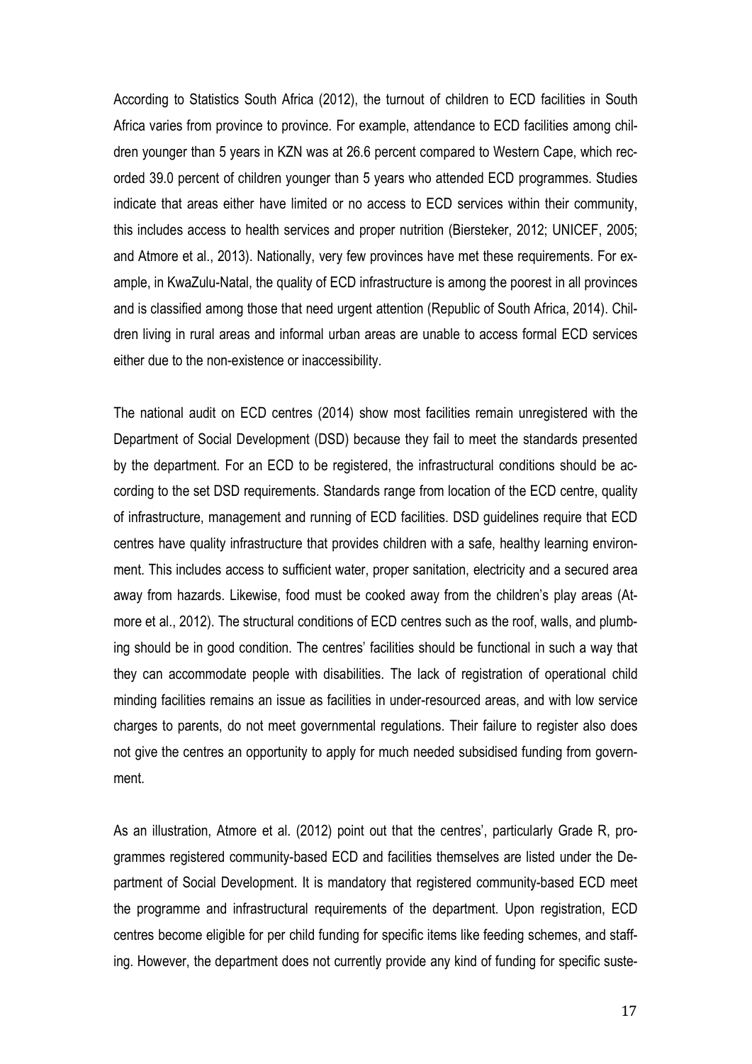According to Statistics South Africa (2012), the turnout of children to ECD facilities in South Africa varies from province to province. For example, attendance to ECD facilities among children younger than 5 years in KZN was at 26.6 percent compared to Western Cape, which recorded 39.0 percent of children younger than 5 years who attended ECD programmes. Studies indicate that areas either have limited or no access to ECD services within their community, this includes access to health services and proper nutrition (Biersteker, 2012; UNICEF, 2005; and Atmore et al., 2013). Nationally, very few provinces have met these requirements. For example, in KwaZulu-Natal, the quality of ECD infrastructure is among the poorest in all provinces and is classified among those that need urgent attention (Republic of South Africa, 2014). Children living in rural areas and informal urban areas are unable to access formal ECD services either due to the non-existence or inaccessibility.

The national audit on ECD centres (2014) show most facilities remain unregistered with the Department of Social Development (DSD) because they fail to meet the standards presented by the department. For an ECD to be registered, the infrastructural conditions should be according to the set DSD requirements. Standards range from location of the ECD centre, quality of infrastructure, management and running of ECD facilities. DSD guidelines require that ECD centres have quality infrastructure that provides children with a safe, healthy learning environment. This includes access to sufficient water, proper sanitation, electricity and a secured area away from hazards. Likewise, food must be cooked away from the children's play areas (Atmore et al., 2012). The structural conditions of ECD centres such as the roof, walls, and plumbing should be in good condition. The centres' facilities should be functional in such a way that they can accommodate people with disabilities. The lack of registration of operational child minding facilities remains an issue as facilities in under-resourced areas, and with low service charges to parents, do not meet governmental regulations. Their failure to register also does not give the centres an opportunity to apply for much needed subsidised funding from government.

As an illustration, Atmore et al. (2012) point out that the centres', particularly Grade R, programmes registered community-based ECD and facilities themselves are listed under the Department of Social Development. It is mandatory that registered community-based ECD meet the programme and infrastructural requirements of the department. Upon registration, ECD centres become eligible for per child funding for specific items like feeding schemes, and staffing. However, the department does not currently provide any kind of funding for specific suste-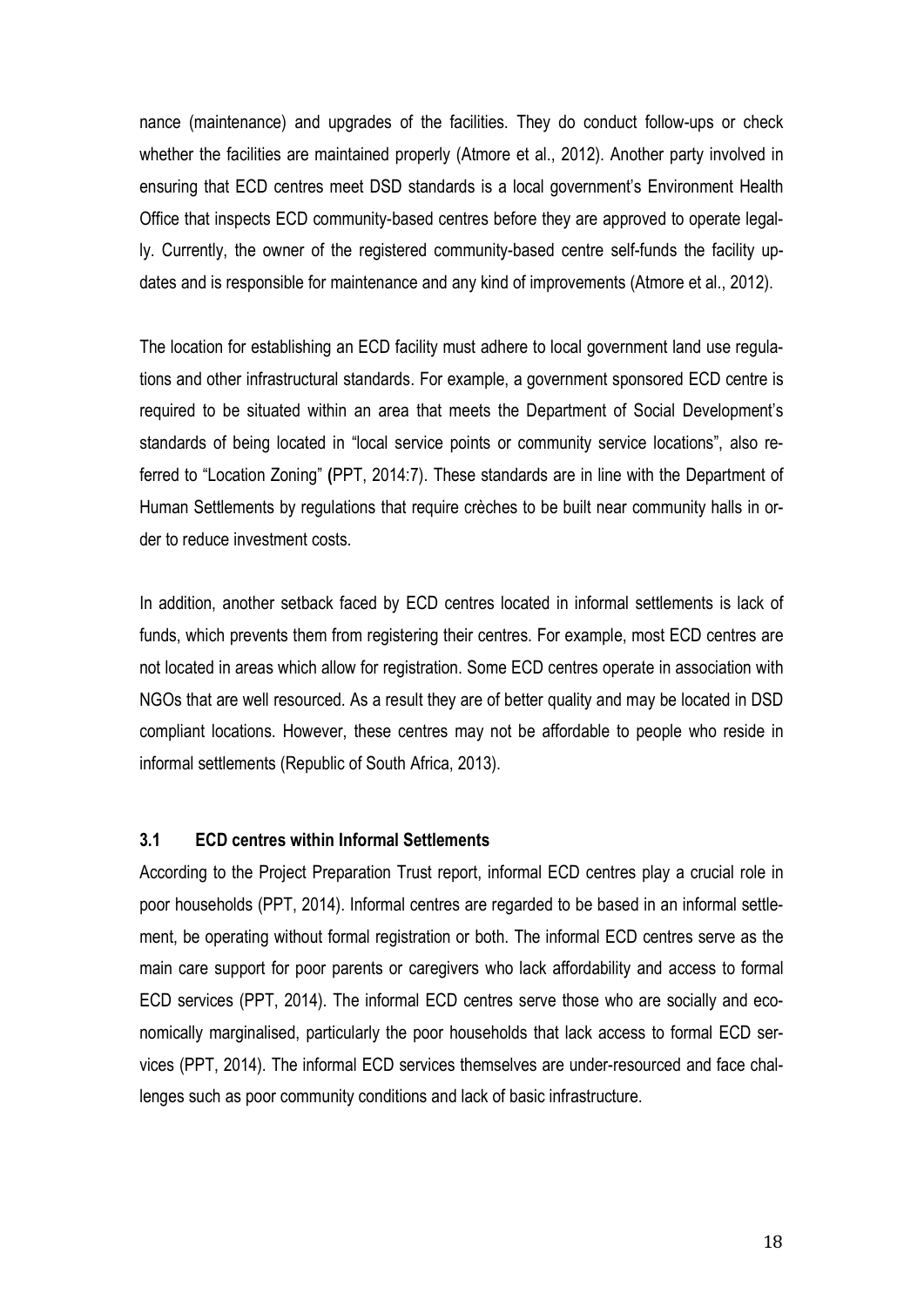nance (maintenance) and upgrades of the facilities. They do conduct follow-ups or check whether the facilities are maintained properly (Atmore et al., 2012). Another party involved in ensuring that ECD centres meet DSD standards is a local government's Environment Health Office that inspects ECD community-based centres before they are approved to operate legally. Currently, the owner of the registered community-based centre self-funds the facility updates and is responsible for maintenance and any kind of improvements (Atmore et al., 2012).

The location for establishing an ECD facility must adhere to local government land use regulations and other infrastructural standards. For example, a government sponsored ECD centre is required to be situated within an area that meets the Department of Social Development's standards of being located in "local service points or community service locations", also referred to "Location Zoning" (PPT, 2014:7). These standards are in line with the Department of Human Settlements by regulations that require crèches to be built near community halls in order to reduce investment costs.

In addition, another setback faced by ECD centres located in informal settlements is lack of funds, which prevents them from registering their centres. For example, most ECD centres are not located in areas which allow for registration. Some ECD centres operate in association with NGOs that are well resourced. As a result they are of better quality and may be located in DSD compliant locations. However, these centres may not be affordable to people who reside in informal settlements (Republic of South Africa, 2013).

### 3.1 ECD centres within Informal Settlements

According to the Project Preparation Trust report, informal ECD centres play a crucial role in poor households (PPT, 2014). Informal centres are regarded to be based in an informal settlement, be operating without formal registration or both. The informal ECD centres serve as the main care support for poor parents or caregivers who lack affordability and access to formal ECD services (PPT, 2014). The informal ECD centres serve those who are socially and economically marginalised, particularly the poor households that lack access to formal ECD services (PPT, 2014). The informal ECD services themselves are under-resourced and face challenges such as poor community conditions and lack of basic infrastructure.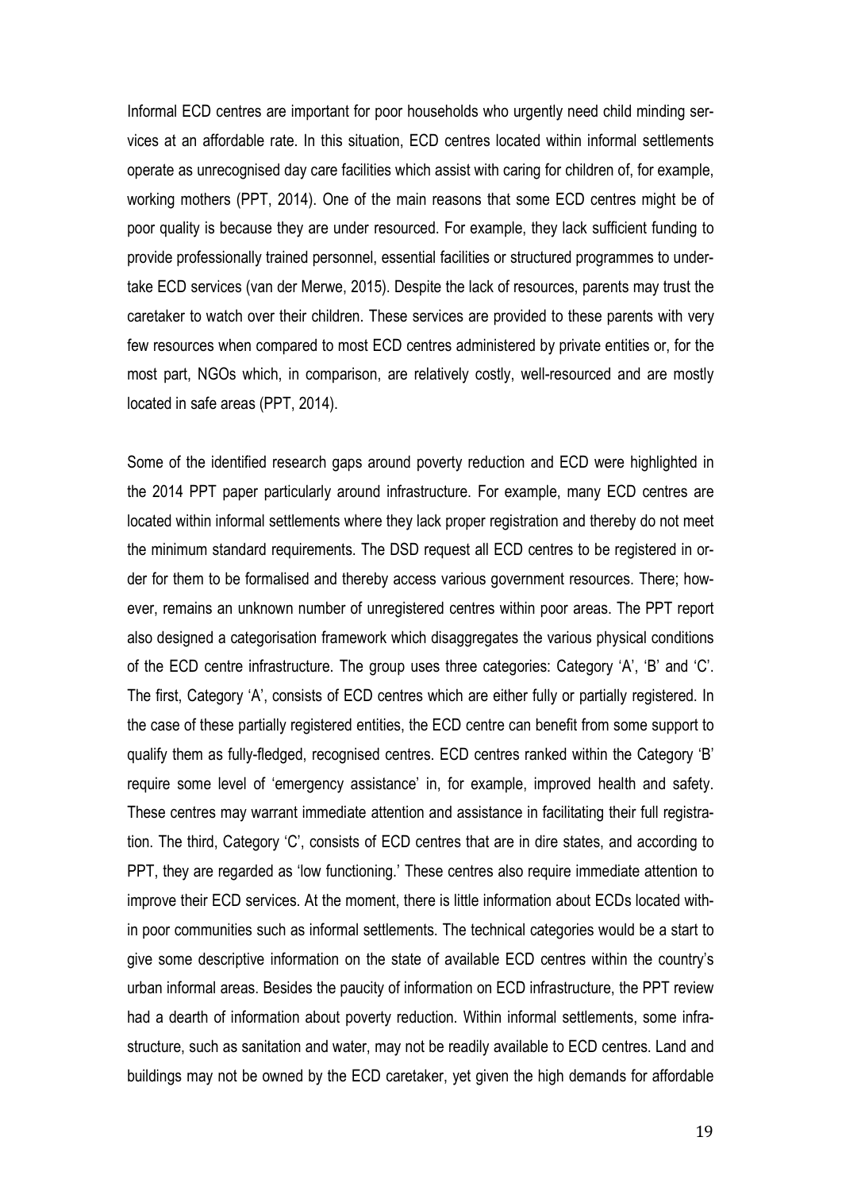Informal ECD centres are important for poor households who urgently need child minding services at an affordable rate. In this situation, ECD centres located within informal settlements operate as unrecognised day care facilities which assist with caring for children of, for example, working mothers (PPT, 2014). One of the main reasons that some ECD centres might be of poor quality is because they are under resourced. For example, they lack sufficient funding to provide professionally trained personnel, essential facilities or structured programmes to undertake ECD services (van der Merwe, 2015). Despite the lack of resources, parents may trust the caretaker to watch over their children. These services are provided to these parents with very few resources when compared to most ECD centres administered by private entities or, for the most part, NGOs which, in comparison, are relatively costly, well-resourced and are mostly located in safe areas (PPT, 2014).

Some of the identified research gaps around poverty reduction and ECD were highlighted in the 2014 PPT paper particularly around infrastructure. For example, many ECD centres are located within informal settlements where they lack proper registration and thereby do not meet the minimum standard requirements. The DSD request all ECD centres to be registered in order for them to be formalised and thereby access various government resources. There; however, remains an unknown number of unregistered centres within poor areas. The PPT report also designed a categorisation framework which disaggregates the various physical conditions of the ECD centre infrastructure. The group uses three categories: Category 'A', 'B' and 'C'. The first, Category 'A', consists of ECD centres which are either fully or partially registered. In the case of these partially registered entities, the ECD centre can benefit from some support to qualify them as fully-fledged, recognised centres. ECD centres ranked within the Category 'B' require some level of 'emergency assistance' in, for example, improved health and safety. These centres may warrant immediate attention and assistance in facilitating their full registration. The third, Category 'C', consists of ECD centres that are in dire states, and according to PPT, they are regarded as 'low functioning.' These centres also require immediate attention to improve their ECD services. At the moment, there is little information about ECDs located within poor communities such as informal settlements. The technical categories would be a start to give some descriptive information on the state of available ECD centres within the country's urban informal areas. Besides the paucity of information on ECD infrastructure, the PPT review had a dearth of information about poverty reduction. Within informal settlements, some infrastructure, such as sanitation and water, may not be readily available to ECD centres. Land and buildings may not be owned by the ECD caretaker, yet given the high demands for affordable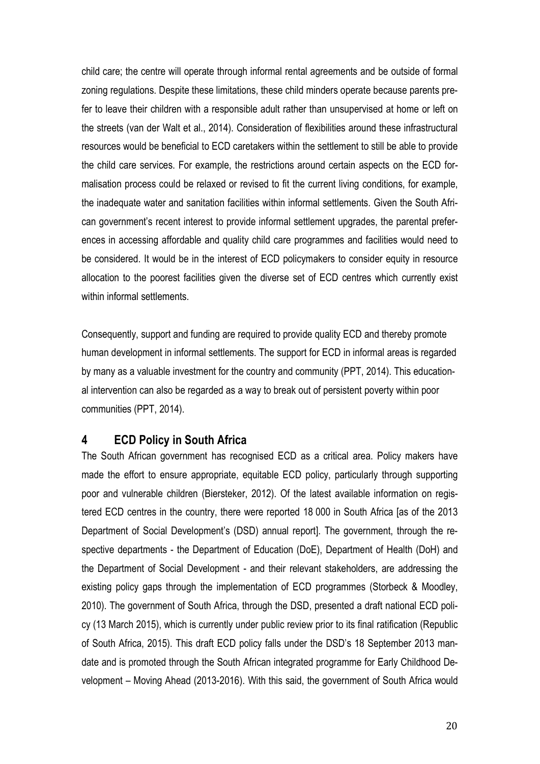child care; the centre will operate through informal rental agreements and be outside of formal zoning regulations. Despite these limitations, these child minders operate because parents prefer to leave their children with a responsible adult rather than unsupervised at home or left on the streets (van der Walt et al., 2014). Consideration of flexibilities around these infrastructural resources would be beneficial to ECD caretakers within the settlement to still be able to provide the child care services. For example, the restrictions around certain aspects on the ECD formalisation process could be relaxed or revised to fit the current living conditions, for example, the inadequate water and sanitation facilities within informal settlements. Given the South African government's recent interest to provide informal settlement upgrades, the parental preferences in accessing affordable and quality child care programmes and facilities would need to be considered. It would be in the interest of ECD policymakers to consider equity in resource allocation to the poorest facilities given the diverse set of ECD centres which currently exist within informal settlements.

Consequently, support and funding are required to provide quality ECD and thereby promote human development in informal settlements. The support for ECD in informal areas is regarded by many as a valuable investment for the country and community (PPT, 2014). This educational intervention can also be regarded as a way to break out of persistent poverty within poor communities (PPT, 2014).

# 4 ECD Policy in South Africa

The South African government has recognised ECD as a critical area. Policy makers have made the effort to ensure appropriate, equitable ECD policy, particularly through supporting poor and vulnerable children (Biersteker, 2012). Of the latest available information on registered ECD centres in the country, there were reported 18 000 in South Africa [as of the 2013 Department of Social Development's (DSD) annual report]. The government, through the respective departments - the Department of Education (DoE), Department of Health (DoH) and the Department of Social Development - and their relevant stakeholders, are addressing the existing policy gaps through the implementation of ECD programmes (Storbeck & Moodley, 2010). The government of South Africa, through the DSD, presented a draft national ECD policy (13 March 2015), which is currently under public review prior to its final ratification (Republic of South Africa, 2015). This draft ECD policy falls under the DSD's 18 September 2013 mandate and is promoted through the South African integrated programme for Early Childhood Development – Moving Ahead (2013-2016). With this said, the government of South Africa would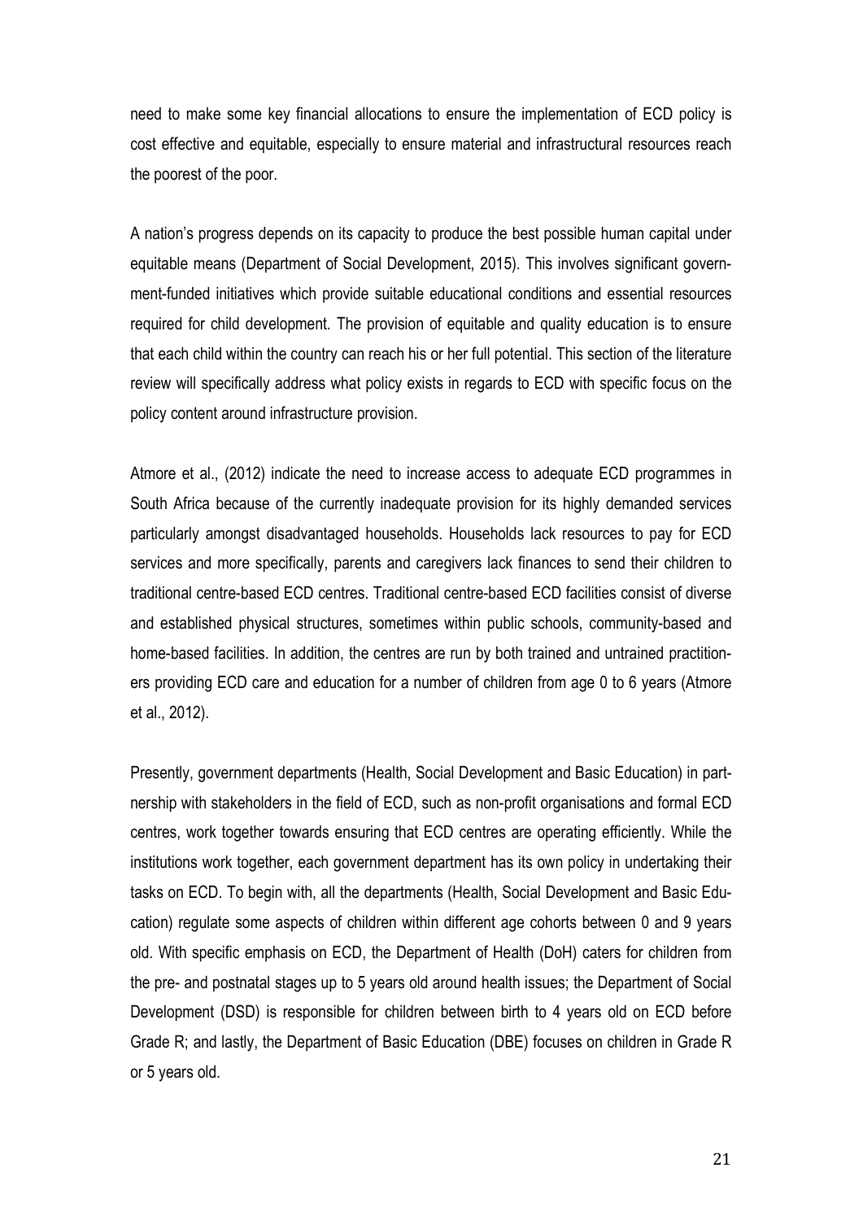need to make some key financial allocations to ensure the implementation of ECD policy is cost effective and equitable, especially to ensure material and infrastructural resources reach the poorest of the poor.

A nation's progress depends on its capacity to produce the best possible human capital under equitable means (Department of Social Development, 2015). This involves significant government-funded initiatives which provide suitable educational conditions and essential resources required for child development. The provision of equitable and quality education is to ensure that each child within the country can reach his or her full potential. This section of the literature review will specifically address what policy exists in regards to ECD with specific focus on the policy content around infrastructure provision.

Atmore et al., (2012) indicate the need to increase access to adequate ECD programmes in South Africa because of the currently inadequate provision for its highly demanded services particularly amongst disadvantaged households. Households lack resources to pay for ECD services and more specifically, parents and caregivers lack finances to send their children to traditional centre-based ECD centres. Traditional centre-based ECD facilities consist of diverse and established physical structures, sometimes within public schools, community-based and home-based facilities. In addition, the centres are run by both trained and untrained practitioners providing ECD care and education for a number of children from age 0 to 6 years (Atmore et al., 2012).

Presently, government departments (Health, Social Development and Basic Education) in partnership with stakeholders in the field of ECD, such as non-profit organisations and formal ECD centres, work together towards ensuring that ECD centres are operating efficiently. While the institutions work together, each government department has its own policy in undertaking their tasks on ECD. To begin with, all the departments (Health, Social Development and Basic Education) regulate some aspects of children within different age cohorts between 0 and 9 years old. With specific emphasis on ECD, the Department of Health (DoH) caters for children from the pre- and postnatal stages up to 5 years old around health issues; the Department of Social Development (DSD) is responsible for children between birth to 4 years old on ECD before Grade R; and lastly, the Department of Basic Education (DBE) focuses on children in Grade R or 5 years old.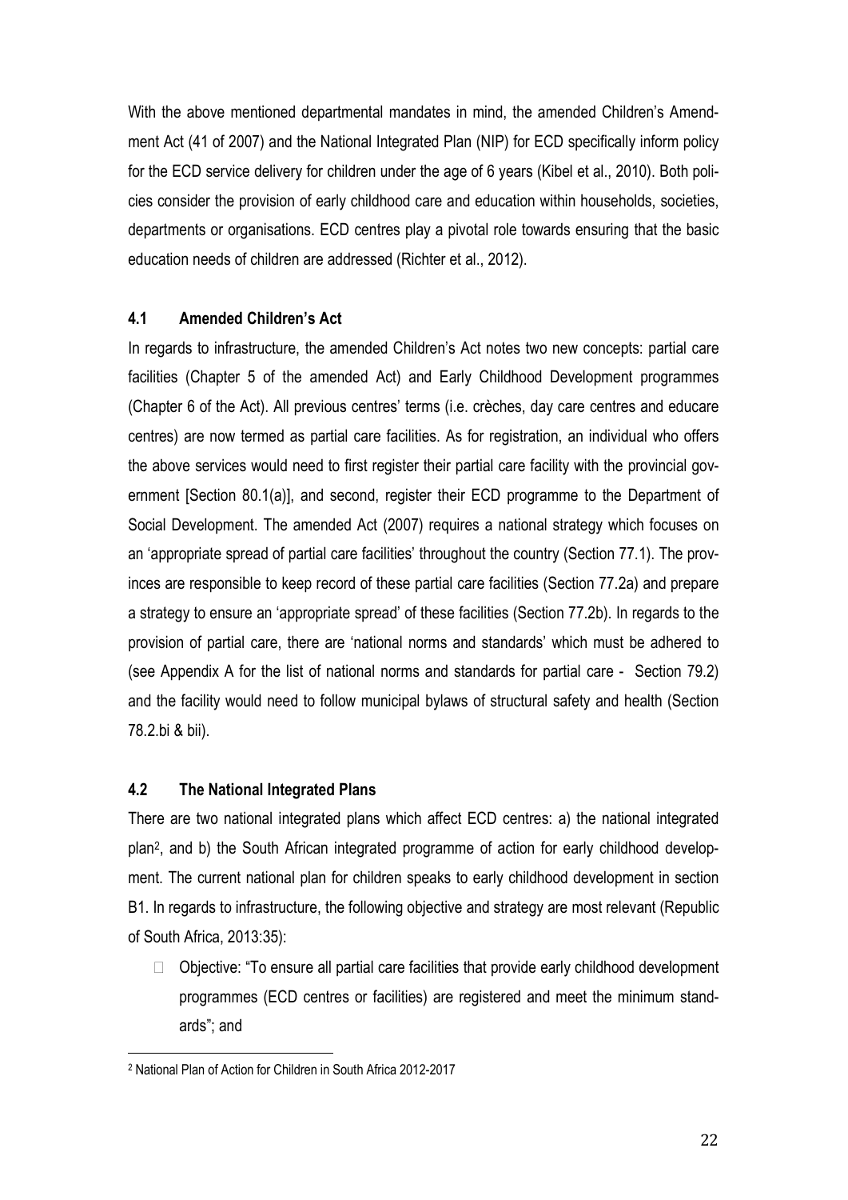With the above mentioned departmental mandates in mind, the amended Children's Amendment Act (41 of 2007) and the National Integrated Plan (NIP) for ECD specifically inform policy for the ECD service delivery for children under the age of 6 years (Kibel et al., 2010). Both policies consider the provision of early childhood care and education within households, societies, departments or organisations. ECD centres play a pivotal role towards ensuring that the basic education needs of children are addressed (Richter et al., 2012).

### 4.1 Amended Children's Act

In regards to infrastructure, the amended Children's Act notes two new concepts: partial care facilities (Chapter 5 of the amended Act) and Early Childhood Development programmes (Chapter 6 of the Act). All previous centres' terms (i.e. crèches, day care centres and educare centres) are now termed as partial care facilities. As for registration, an individual who offers the above services would need to first register their partial care facility with the provincial government [Section 80.1(a)], and second, register their ECD programme to the Department of Social Development. The amended Act (2007) requires a national strategy which focuses on an 'appropriate spread of partial care facilities' throughout the country (Section 77.1). The provinces are responsible to keep record of these partial care facilities (Section 77.2a) and prepare a strategy to ensure an 'appropriate spread' of these facilities (Section 77.2b). In regards to the provision of partial care, there are 'national norms and standards' which must be adhered to (see Appendix A for the list of national norms and standards for partial care - Section 79.2) and the facility would need to follow municipal bylaws of structural safety and health (Section 78.2.bi & bii).

### 4.2 The National Integrated Plans

There are two national integrated plans which affect ECD centres: a) the national integrated plan[2], and b) the South African integrated programme of action for early childhood development. The current national plan for children speaks to early childhood development in section B1. In regards to infrastructure, the following objective and strategy are most relevant (Republic of South Africa, 2013:35):

- Objective: "To ensure all partial care facilities that provide early childhood development programmes (ECD centres or facilities) are registered and meet the minimum standards"; and

[2] National Plan of Action for Children in South Africa 2012-2017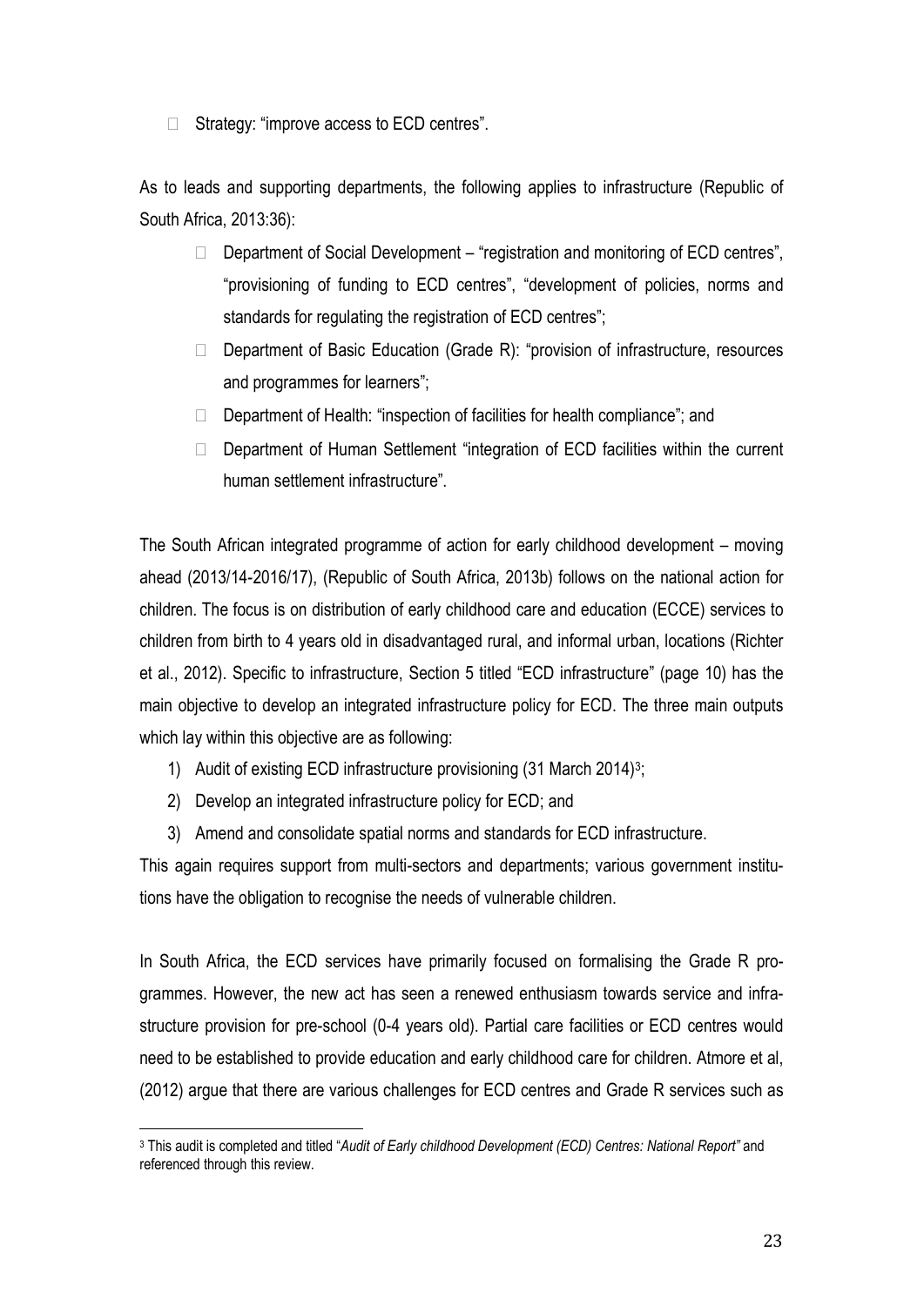- Strategy: "improve access to ECD centres".

As to leads and supporting departments, the following applies to infrastructure (Republic of South Africa, 2013:36):

- Department of Social Development – "registration and monitoring of ECD centres", "provisioning of funding to ECD centres", "development of policies, norms and standards for regulating the registration of ECD centres";
- Department of Basic Education (Grade R): "provision of infrastructure, resources and programmes for learners";
- Department of Health: "inspection of facilities for health compliance"; and
- Department of Human Settlement "integration of ECD facilities within the current human settlement infrastructure".

The South African integrated programme of action for early childhood development – moving ahead (2013/14-2016/17), (Republic of South Africa, 2013b) follows on the national action for children. The focus is on distribution of early childhood care and education (ECCE) services to children from birth to 4 years old in disadvantaged rural, and informal urban, locations (Richter et al., 2012). Specific to infrastructure, Section 5 titled "ECD infrastructure" (page 10) has the main objective to develop an integrated infrastructure policy for ECD. The three main outputs which lay within this objective are as following:

1) Audit of existing ECD infrastructure provisioning (31 March 2014)[3];
2) Develop an integrated infrastructure policy for ECD; and
3) Amend and consolidate spatial norms and standards for ECD infrastructure.

This again requires support from multi-sectors and departments; various government institutions have the obligation to recognise the needs of vulnerable children.

In South Africa, the ECD services have primarily focused on formalising the Grade R programmes. However, the new act has seen a renewed enthusiasm towards service and infrastructure provision for pre-school (0-4 years old). Partial care facilities or ECD centres would need to be established to provide education and early childhood care for children. Atmore et al, (2012) argue that there are various challenges for ECD centres and Grade R services such as

[3] This audit is completed and titled "*Audit of Early childhood Development (ECD) Centres: National Report"* and referenced through this review.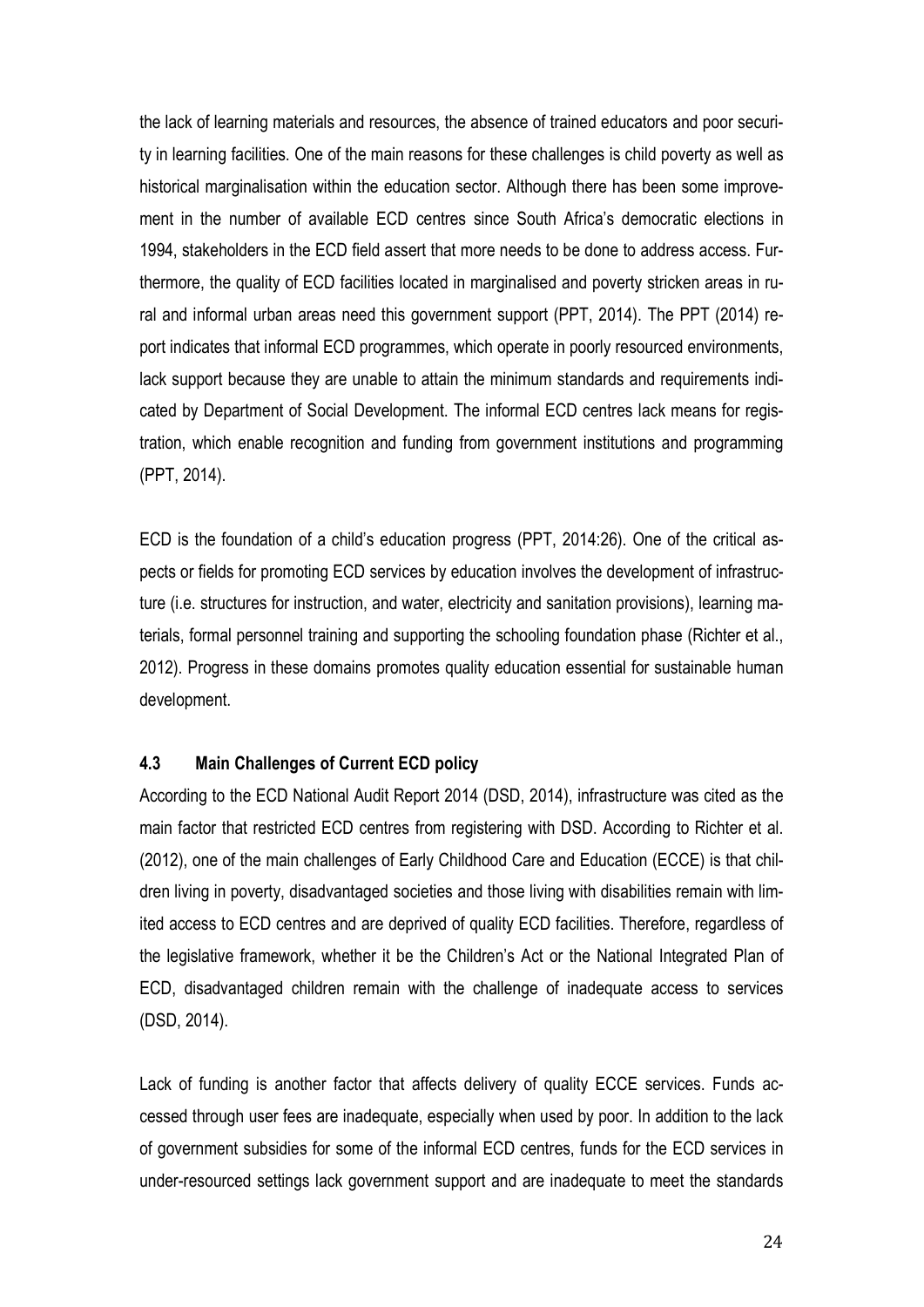the lack of learning materials and resources, the absence of trained educators and poor security in learning facilities. One of the main reasons for these challenges is child poverty as well as historical marginalisation within the education sector. Although there has been some improvement in the number of available ECD centres since South Africa's democratic elections in 1994, stakeholders in the ECD field assert that more needs to be done to address access. Furthermore, the quality of ECD facilities located in marginalised and poverty stricken areas in rural and informal urban areas need this government support (PPT, 2014). The PPT (2014) report indicates that informal ECD programmes, which operate in poorly resourced environments, lack support because they are unable to attain the minimum standards and requirements indicated by Department of Social Development. The informal ECD centres lack means for registration, which enable recognition and funding from government institutions and programming (PPT, 2014).

ECD is the foundation of a child's education progress (PPT, 2014:26). One of the critical aspects or fields for promoting ECD services by education involves the development of infrastructure (i.e. structures for instruction, and water, electricity and sanitation provisions), learning materials, formal personnel training and supporting the schooling foundation phase (Richter et al., 2012). Progress in these domains promotes quality education essential for sustainable human development.

### 4.3 Main Challenges of Current ECD policy

According to the ECD National Audit Report 2014 (DSD, 2014), infrastructure was cited as the main factor that restricted ECD centres from registering with DSD. According to Richter et al. (2012), one of the main challenges of Early Childhood Care and Education (ECCE) is that children living in poverty, disadvantaged societies and those living with disabilities remain with limited access to ECD centres and are deprived of quality ECD facilities. Therefore, regardless of the legislative framework, whether it be the Children's Act or the National Integrated Plan of ECD, disadvantaged children remain with the challenge of inadequate access to services (DSD, 2014).

Lack of funding is another factor that affects delivery of quality ECCE services. Funds accessed through user fees are inadequate, especially when used by poor. In addition to the lack of government subsidies for some of the informal ECD centres, funds for the ECD services in under-resourced settings lack government support and are inadequate to meet the standards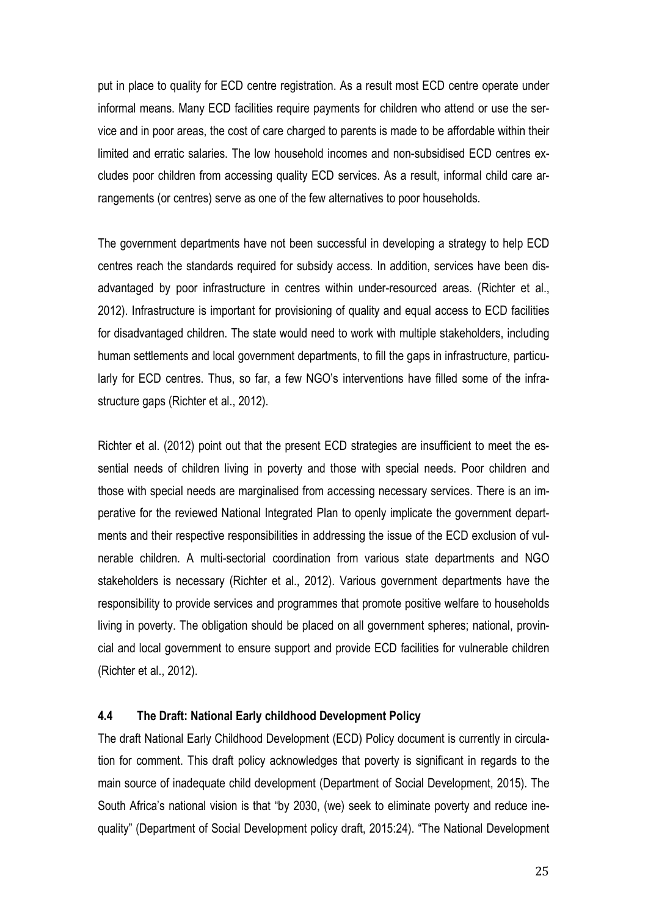put in place to quality for ECD centre registration. As a result most ECD centre operate under informal means. Many ECD facilities require payments for children who attend or use the service and in poor areas, the cost of care charged to parents is made to be affordable within their limited and erratic salaries. The low household incomes and non-subsidised ECD centres excludes poor children from accessing quality ECD services. As a result, informal child care arrangements (or centres) serve as one of the few alternatives to poor households.

The government departments have not been successful in developing a strategy to help ECD centres reach the standards required for subsidy access. In addition, services have been disadvantaged by poor infrastructure in centres within under-resourced areas. (Richter et al., 2012). Infrastructure is important for provisioning of quality and equal access to ECD facilities for disadvantaged children. The state would need to work with multiple stakeholders, including human settlements and local government departments, to fill the gaps in infrastructure, particularly for ECD centres. Thus, so far, a few NGO's interventions have filled some of the infrastructure gaps (Richter et al., 2012).

Richter et al. (2012) point out that the present ECD strategies are insufficient to meet the essential needs of children living in poverty and those with special needs. Poor children and those with special needs are marginalised from accessing necessary services. There is an imperative for the reviewed National Integrated Plan to openly implicate the government departments and their respective responsibilities in addressing the issue of the ECD exclusion of vulnerable children. A multi-sectorial coordination from various state departments and NGO stakeholders is necessary (Richter et al., 2012). Various government departments have the responsibility to provide services and programmes that promote positive welfare to households living in poverty. The obligation should be placed on all government spheres; national, provincial and local government to ensure support and provide ECD facilities for vulnerable children (Richter et al., 2012).

### 4.4 The Draft: National Early childhood Development Policy

The draft National Early Childhood Development (ECD) Policy document is currently in circulation for comment. This draft policy acknowledges that poverty is significant in regards to the main source of inadequate child development (Department of Social Development, 2015). The South Africa's national vision is that "by 2030, (we) seek to eliminate poverty and reduce inequality" (Department of Social Development policy draft, 2015:24). "The National Development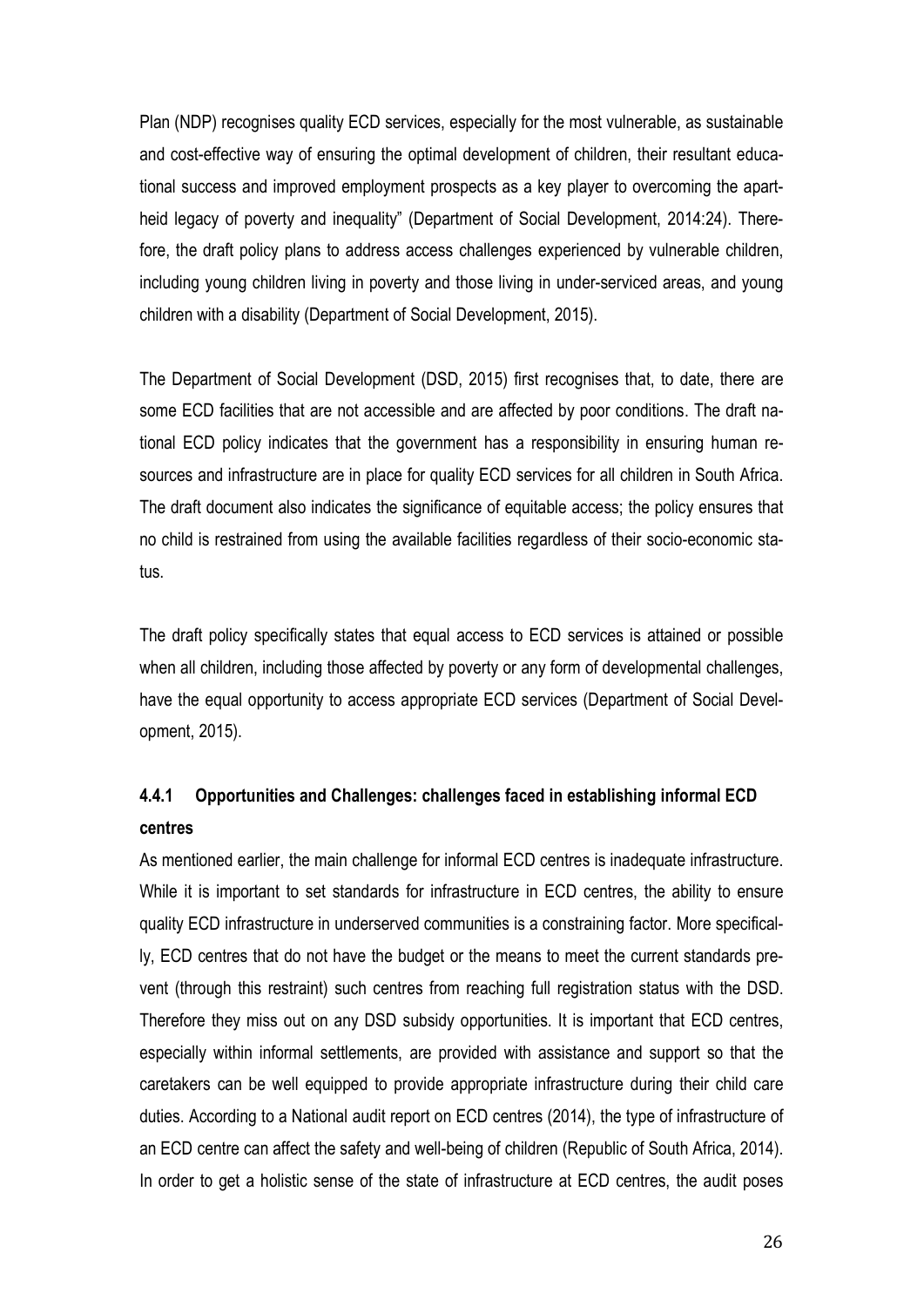Plan (NDP) recognises quality ECD services, especially for the most vulnerable, as sustainable and cost-effective way of ensuring the optimal development of children, their resultant educational success and improved employment prospects as a key player to overcoming the apartheid legacy of poverty and inequality" (Department of Social Development, 2014:24). Therefore, the draft policy plans to address access challenges experienced by vulnerable children, including young children living in poverty and those living in under-serviced areas, and young children with a disability (Department of Social Development, 2015).

The Department of Social Development (DSD, 2015) first recognises that, to date, there are some ECD facilities that are not accessible and are affected by poor conditions. The draft national ECD policy indicates that the government has a responsibility in ensuring human resources and infrastructure are in place for quality ECD services for all children in South Africa. The draft document also indicates the significance of equitable access; the policy ensures that no child is restrained from using the available facilities regardless of their socio-economic status.

The draft policy specifically states that equal access to ECD services is attained or possible when all children, including those affected by poverty or any form of developmental challenges, have the equal opportunity to access appropriate ECD services (Department of Social Development, 2015).

### 4.4.1 Opportunities and Challenges: challenges faced in establishing informal ECD centres

As mentioned earlier, the main challenge for informal ECD centres is inadequate infrastructure. While it is important to set standards for infrastructure in ECD centres, the ability to ensure quality ECD infrastructure in underserved communities is a constraining factor. More specifically, ECD centres that do not have the budget or the means to meet the current standards prevent (through this restraint) such centres from reaching full registration status with the DSD. Therefore they miss out on any DSD subsidy opportunities. It is important that ECD centres, especially within informal settlements, are provided with assistance and support so that the caretakers can be well equipped to provide appropriate infrastructure during their child care duties. According to a National audit report on ECD centres (2014), the type of infrastructure of an ECD centre can affect the safety and well-being of children (Republic of South Africa, 2014). In order to get a holistic sense of the state of infrastructure at ECD centres, the audit poses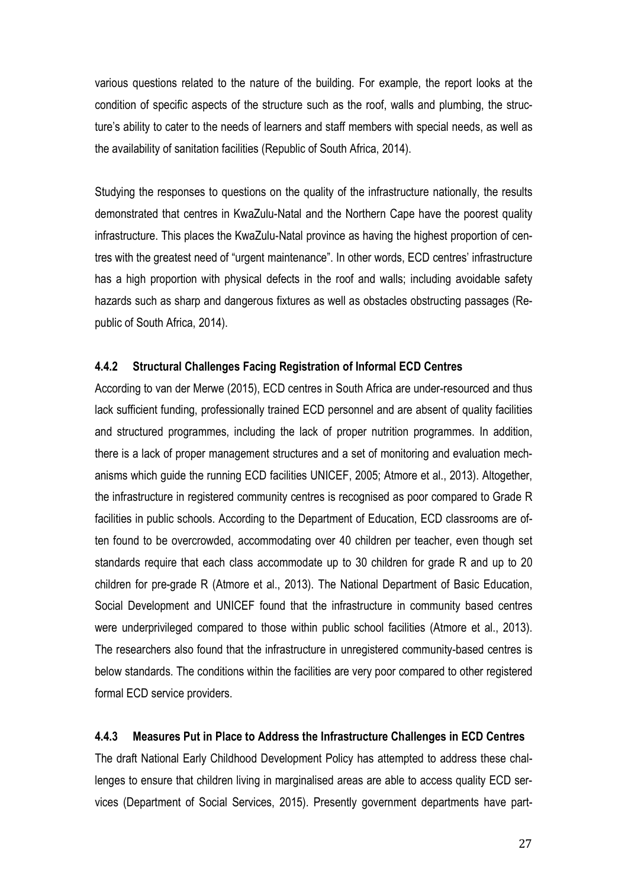various questions related to the nature of the building. For example, the report looks at the condition of specific aspects of the structure such as the roof, walls and plumbing, the structure's ability to cater to the needs of learners and staff members with special needs, as well as the availability of sanitation facilities (Republic of South Africa, 2014).

Studying the responses to questions on the quality of the infrastructure nationally, the results demonstrated that centres in KwaZulu-Natal and the Northern Cape have the poorest quality infrastructure. This places the KwaZulu-Natal province as having the highest proportion of centres with the greatest need of "urgent maintenance". In other words, ECD centres' infrastructure has a high proportion with physical defects in the roof and walls; including avoidable safety hazards such as sharp and dangerous fixtures as well as obstacles obstructing passages (Republic of South Africa, 2014).

#### 4.4.2 Structural Challenges Facing Registration of Informal ECD Centres

According to van der Merwe (2015), ECD centres in South Africa are under-resourced and thus lack sufficient funding, professionally trained ECD personnel and are absent of quality facilities and structured programmes, including the lack of proper nutrition programmes. In addition, there is a lack of proper management structures and a set of monitoring and evaluation mechanisms which guide the running ECD facilities UNICEF, 2005; Atmore et al., 2013). Altogether, the infrastructure in registered community centres is recognised as poor compared to Grade R facilities in public schools. According to the Department of Education, ECD classrooms are often found to be overcrowded, accommodating over 40 children per teacher, even though set standards require that each class accommodate up to 30 children for grade R and up to 20 children for pre-grade R (Atmore et al., 2013). The National Department of Basic Education, Social Development and UNICEF found that the infrastructure in community based centres were underprivileged compared to those within public school facilities (Atmore et al., 2013). The researchers also found that the infrastructure in unregistered community-based centres is below standards. The conditions within the facilities are very poor compared to other registered formal ECD service providers.

#### 4.4.3 Measures Put in Place to Address the Infrastructure Challenges in ECD Centres

The draft National Early Childhood Development Policy has attempted to address these challenges to ensure that children living in marginalised areas are able to access quality ECD services (Department of Social Services, 2015). Presently government departments have part-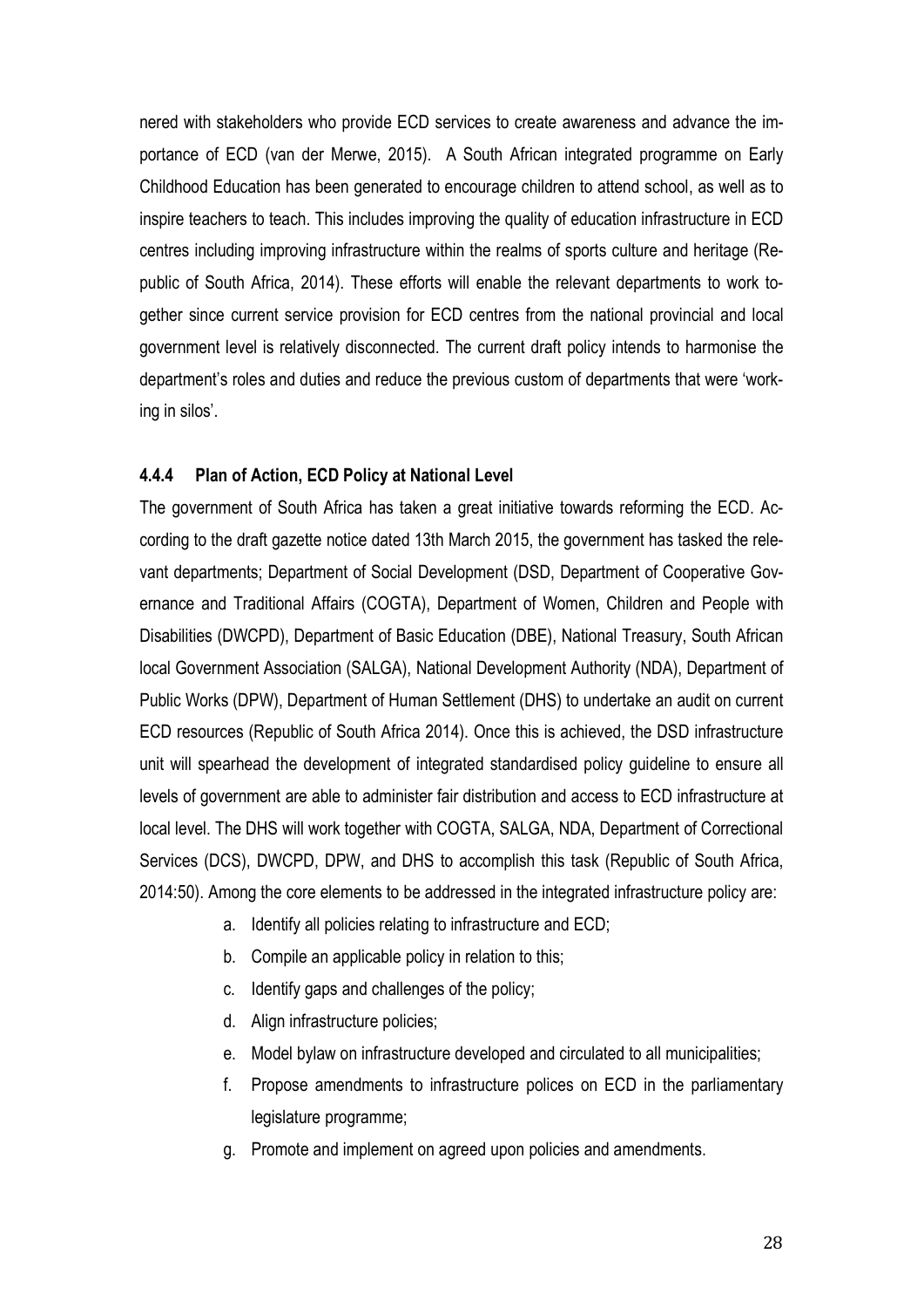nered with stakeholders who provide ECD services to create awareness and advance the importance of ECD (van der Merwe, 2015). A South African integrated programme on Early Childhood Education has been generated to encourage children to attend school, as well as to inspire teachers to teach. This includes improving the quality of education infrastructure in ECD centres including improving infrastructure within the realms of sports culture and heritage (Republic of South Africa, 2014). These efforts will enable the relevant departments to work together since current service provision for ECD centres from the national provincial and local government level is relatively disconnected. The current draft policy intends to harmonise the department's roles and duties and reduce the previous custom of departments that were 'working in silos'.

#### 4.4.4 Plan of Action, ECD Policy at National Level

The government of South Africa has taken a great initiative towards reforming the ECD. According to the draft gazette notice dated 13th March 2015, the government has tasked the relevant departments; Department of Social Development (DSD, Department of Cooperative Governance and Traditional Affairs (COGTA), Department of Women, Children and People with Disabilities (DWCPD), Department of Basic Education (DBE), National Treasury, South African local Government Association (SALGA), National Development Authority (NDA), Department of Public Works (DPW), Department of Human Settlement (DHS) to undertake an audit on current ECD resources (Republic of South Africa 2014). Once this is achieved, the DSD infrastructure unit will spearhead the development of integrated standardised policy guideline to ensure all levels of government are able to administer fair distribution and access to ECD infrastructure at local level. The DHS will work together with COGTA, SALGA, NDA, Department of Correctional Services (DCS), DWCPD, DPW, and DHS to accomplish this task (Republic of South Africa, 2014:50). Among the core elements to be addressed in the integrated infrastructure policy are:

a. Identify all policies relating to infrastructure and ECD;
b. Compile an applicable policy in relation to this;
c. Identify gaps and challenges of the policy;
d. Align infrastructure policies;
e. Model bylaw on infrastructure developed and circulated to all municipalities;
f. Propose amendments to infrastructure polices on ECD in the parliamentary legislature programme;
g. Promote and implement on agreed upon policies and amendments.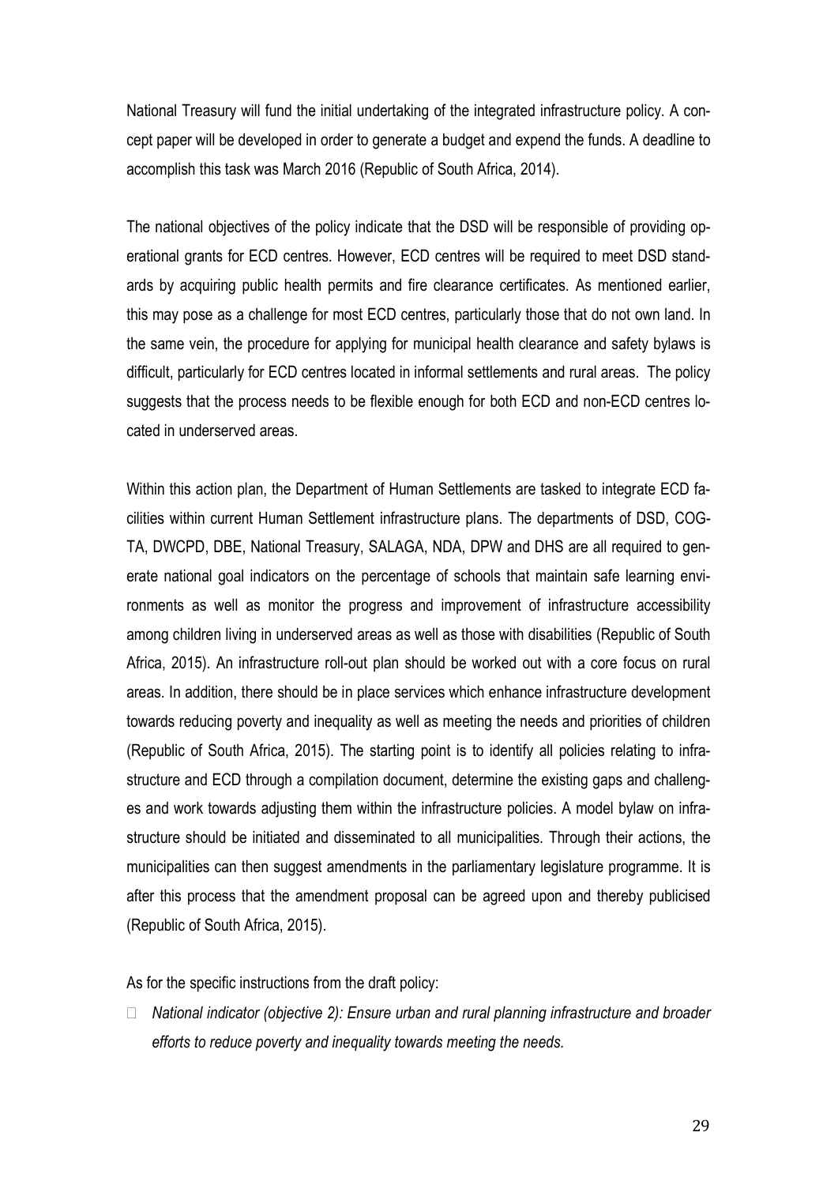National Treasury will fund the initial undertaking of the integrated infrastructure policy. A concept paper will be developed in order to generate a budget and expend the funds. A deadline to accomplish this task was March 2016 (Republic of South Africa, 2014).

The national objectives of the policy indicate that the DSD will be responsible of providing operational grants for ECD centres. However, ECD centres will be required to meet DSD standards by acquiring public health permits and fire clearance certificates. As mentioned earlier, this may pose as a challenge for most ECD centres, particularly those that do not own land. In the same vein, the procedure for applying for municipal health clearance and safety bylaws is difficult, particularly for ECD centres located in informal settlements and rural areas. The policy suggests that the process needs to be flexible enough for both ECD and non-ECD centres located in underserved areas.

Within this action plan, the Department of Human Settlements are tasked to integrate ECD facilities within current Human Settlement infrastructure plans. The departments of DSD, COGTA, DWCPD, DBE, National Treasury, SALAGA, NDA, DPW and DHS are all required to generate national goal indicators on the percentage of schools that maintain safe learning environments as well as monitor the progress and improvement of infrastructure accessibility among children living in underserved areas as well as those with disabilities (Republic of South Africa, 2015). An infrastructure roll-out plan should be worked out with a core focus on rural areas. In addition, there should be in place services which enhance infrastructure development towards reducing poverty and inequality as well as meeting the needs and priorities of children (Republic of South Africa, 2015). The starting point is to identify all policies relating to infrastructure and ECD through a compilation document, determine the existing gaps and challenges and work towards adjusting them within the infrastructure policies. A model bylaw on infrastructure should be initiated and disseminated to all municipalities. Through their actions, the municipalities can then suggest amendments in the parliamentary legislature programme. It is after this process that the amendment proposal can be agreed upon and thereby publicised (Republic of South Africa, 2015).

As for the specific instructions from the draft policy:

- *National indicator (objective 2): Ensure urban and rural planning infrastructure and broader efforts to reduce poverty and inequality towards meeting the needs.*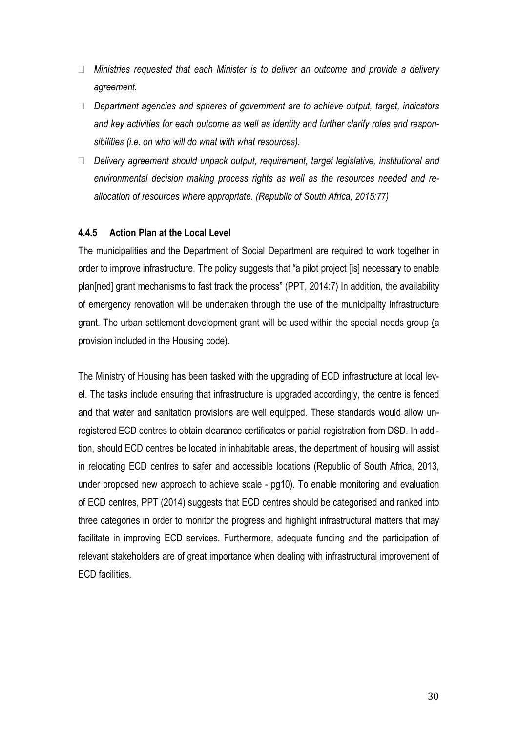- *Ministries requested that each Minister is to deliver an outcome and provide a delivery agreement.*
- *Department agencies and spheres of government are to achieve output, target, indicators and key activities for each outcome as well as identity and further clarify roles and responsibilities (i.e. on who will do what with what resources).*
- *Delivery agreement should unpack output, requirement, target legislative, institutional and environmental decision making process rights as well as the resources needed and re-allocation of resources where appropriate. (Republic of South Africa, 2015:77)*

#### 4.4.5 Action Plan at the Local Level

The municipalities and the Department of Social Department are required to work together in order to improve infrastructure. The policy suggests that "a pilot project [is] necessary to enable plan[ned] grant mechanisms to fast track the process" (PPT, 2014:7) In addition, the availability of emergency renovation will be undertaken through the use of the municipality infrastructure grant. The urban settlement development grant will be used within the special needs group (a provision included in the Housing code).

The Ministry of Housing has been tasked with the upgrading of ECD infrastructure at local level. The tasks include ensuring that infrastructure is upgraded accordingly, the centre is fenced and that water and sanitation provisions are well equipped. These standards would allow unregistered ECD centres to obtain clearance certificates or partial registration from DSD. In addition, should ECD centres be located in inhabitable areas, the department of housing will assist in relocating ECD centres to safer and accessible locations (Republic of South Africa, 2013, under proposed new approach to achieve scale - pg10). To enable monitoring and evaluation of ECD centres, PPT (2014) suggests that ECD centres should be categorised and ranked into three categories in order to monitor the progress and highlight infrastructural matters that may facilitate in improving ECD services. Furthermore, adequate funding and the participation of relevant stakeholders are of great importance when dealing with infrastructural improvement of ECD facilities.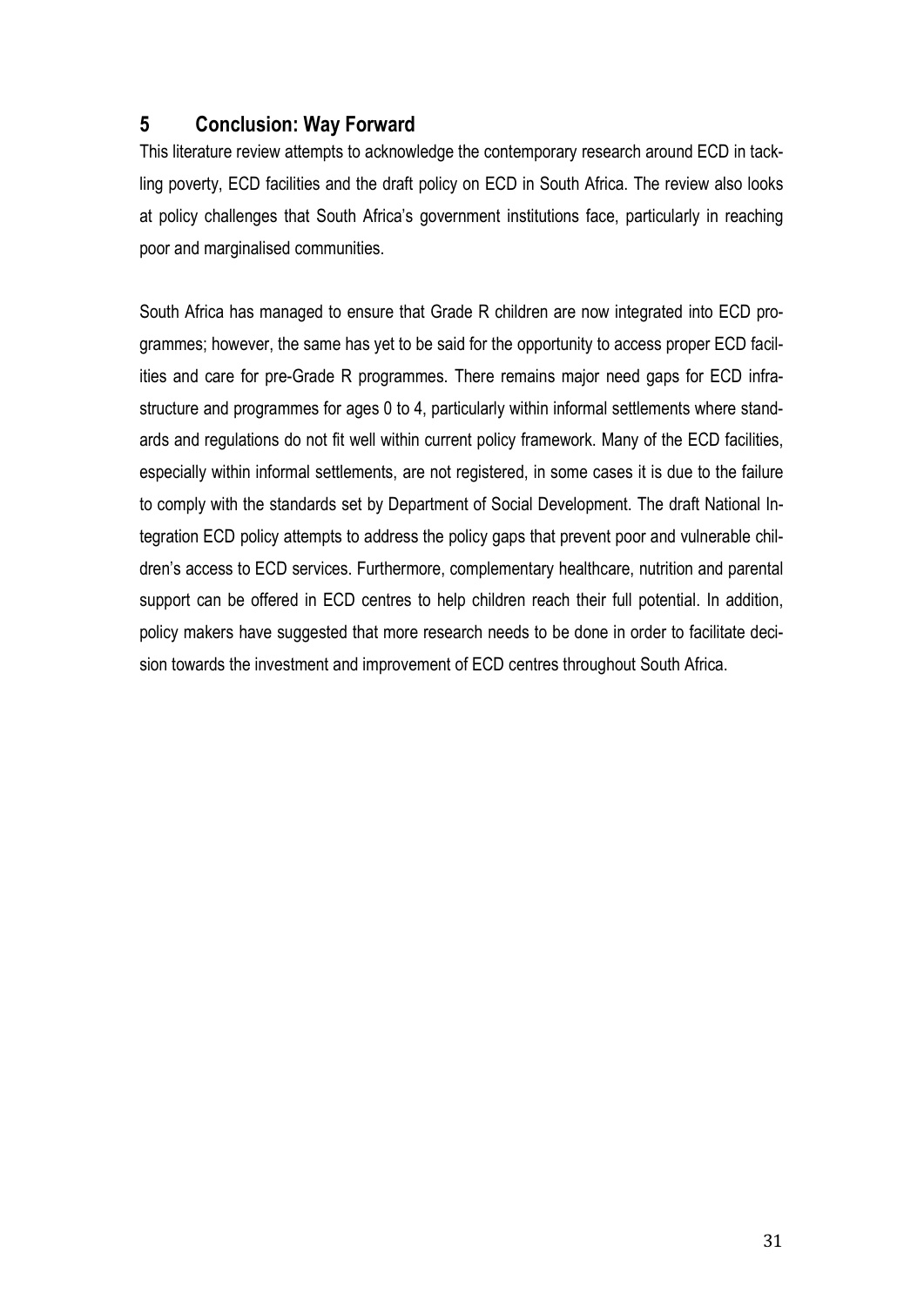## 5 Conclusion: Way Forward

This literature review attempts to acknowledge the contemporary research around ECD in tackling poverty, ECD facilities and the draft policy on ECD in South Africa. The review also looks at policy challenges that South Africa's government institutions face, particularly in reaching poor and marginalised communities.

South Africa has managed to ensure that Grade R children are now integrated into ECD programmes; however, the same has yet to be said for the opportunity to access proper ECD facilities and care for pre-Grade R programmes. There remains major need gaps for ECD infrastructure and programmes for ages 0 to 4, particularly within informal settlements where standards and regulations do not fit well within current policy framework. Many of the ECD facilities, especially within informal settlements, are not registered, in some cases it is due to the failure to comply with the standards set by Department of Social Development. The draft National Integration ECD policy attempts to address the policy gaps that prevent poor and vulnerable children's access to ECD services. Furthermore, complementary healthcare, nutrition and parental support can be offered in ECD centres to help children reach their full potential. In addition, policy makers have suggested that more research needs to be done in order to facilitate decision towards the investment and improvement of ECD centres throughout South Africa.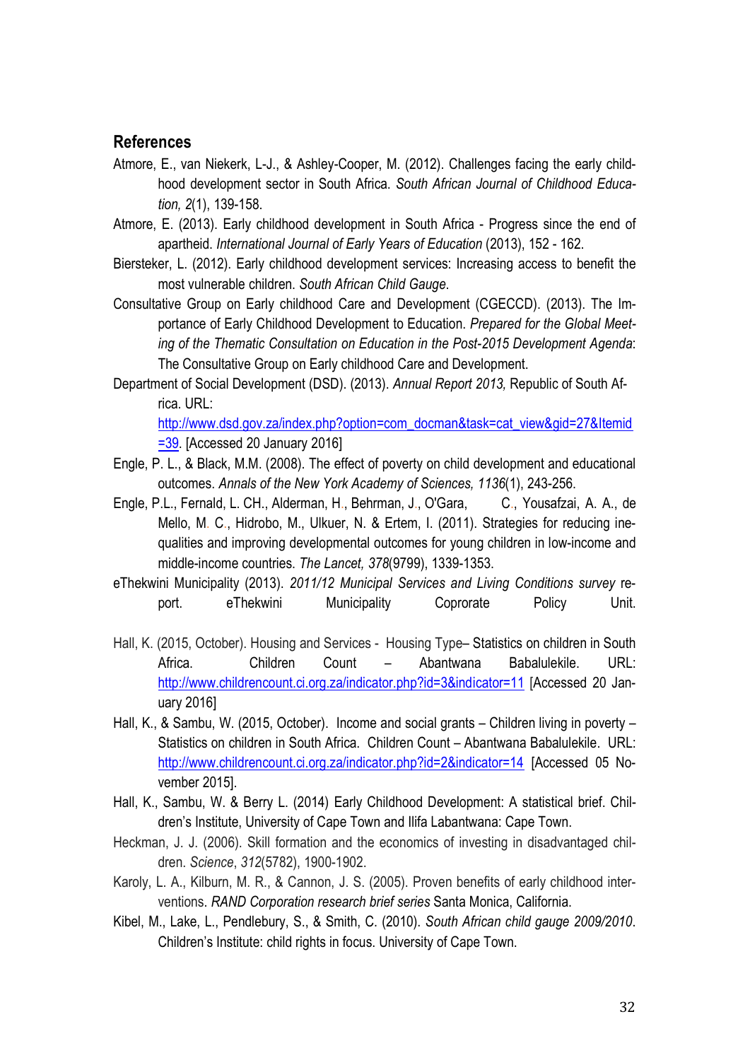## References

Atmore, E., van Niekerk, L-J., & Ashley-Cooper, M. (2012). Challenges facing the early childhood development sector in South Africa. *South African Journal of Childhood Education, 2*(1), 139-158.

Atmore, E. (2013). Early childhood development in South Africa - Progress since the end of apartheid. *International Journal of Early Years of Education* (2013), 152 - 162.

Biersteker, L. (2012). Early childhood development services: Increasing access to benefit the most vulnerable children. *South African Child Gauge*.

Consultative Group on Early childhood Care and Development (CGECCD). (2013). The Importance of Early Childhood Development to Education. *Prepared for the Global Meeting of the Thematic Consultation on Education in the Post-2015 Development Agenda*: The Consultative Group on Early childhood Care and Development.

Department of Social Development (DSD). (2013). *Annual Report 2013,* Republic of South Africa. URL: http://www.dsd.gov.za/index.php?option=com_docman&task=cat_view&gid=27&Itemid=39. [Accessed 20 January 2016]

Engle, P. L., & Black, M.M. (2008). The effect of poverty on child development and educational outcomes. *Annals of the New York Academy of Sciences, 1136*(1), 243-256.

Engle, P.L., Fernald, L. CH., Alderman, H., Behrman, J., O'Gara, C., Yousafzai, A. A., de Mello, M. C., Hidrobo, M., Ulkuer, N. & Ertem, I. (2011). Strategies for reducing inequalities and improving developmental outcomes for young children in low-income and middle-income countries. *The Lancet, 378*(9799), 1339-1353.

eThekwini Municipality (2013). *2011/12 Municipal Services and Living Conditions survey* report. eThekwini Municipality Coprorate Policy Unit.

Hall, K. (2015, October). Housing and Services - Housing Type– Statistics on children in South Africa. Children Count – Abantwana Babalulekile. URL: http://www.childrencount.ci.org.za/indicator.php?id=3&indicator=11 [Accessed 20 January 2016]

Hall, K., & Sambu, W. (2015, October). Income and social grants – Children living in poverty – Statistics on children in South Africa. Children Count – Abantwana Babalulekile. URL: http://www.childrencount.ci.org.za/indicator.php?id=2&indicator=14 [Accessed 05 November 2015].

Hall, K., Sambu, W. & Berry L. (2014) Early Childhood Development: A statistical brief. Children's Institute, University of Cape Town and Ilifa Labantwana: Cape Town.

Heckman, J. J. (2006). Skill formation and the economics of investing in disadvantaged children. *Science*, *312*(5782), 1900-1902.

Karoly, L. A., Kilburn, M. R., & Cannon, J. S. (2005). Proven benefits of early childhood interventions. *RAND Corporation research brief series* Santa Monica, California.

Kibel, M., Lake, L., Pendlebury, S., & Smith, C. (2010). *South African child gauge 2009/2010*. Children's Institute: child rights in focus. University of Cape Town.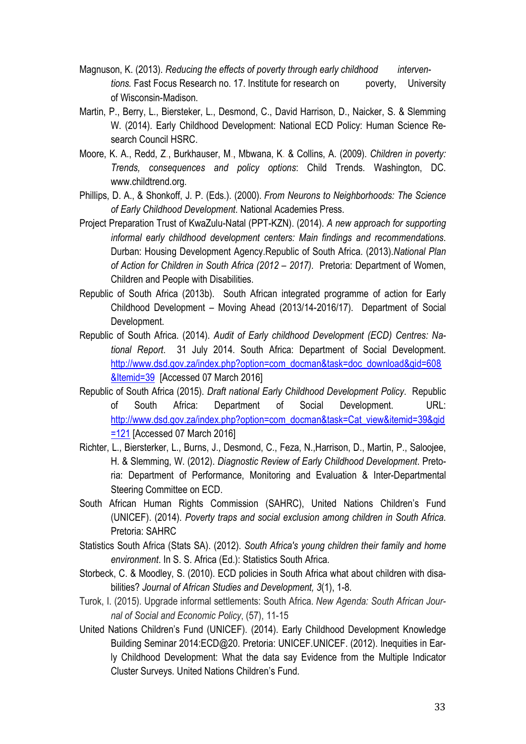Magnuson, K. (2013). *Reducing the effects of poverty through early childhood interventions.* Fast Focus Research no. 17. Institute for research on poverty, University of Wisconsin-Madison.

Martin, P., Berry, L., Biersteker, L., Desmond, C., David Harrison, D., Naicker, S. & Slemming W. (2014). Early Childhood Development: National ECD Policy: Human Science Research Council HSRC.

Moore, K. A., Redd, Z., Burkhauser, M., Mbwana, K. & Collins, A. (2009). *Children in poverty: Trends, consequences and policy options*: Child Trends. Washington, DC. www.childtrend.org.

Phillips, D. A., & Shonkoff, J. P. (Eds.). (2000). *From Neurons to Neighborhoods: The Science of Early Childhood Development*. National Academies Press.

Project Preparation Trust of KwaZulu-Natal (PPT-KZN). (2014). *A new approach for supporting informal early childhood development centers: Main findings and recommendations*. Durban: Housing Development Agency.Republic of South Africa. (2013).*National Plan of Action for Children in South Africa (2012 – 2017)*. Pretoria: Department of Women, Children and People with Disabilities.

Republic of South Africa (2013b). South African integrated programme of action for Early Childhood Development – Moving Ahead (2013/14-2016/17). Department of Social Development.

Republic of South Africa. (2014). *Audit of Early childhood Development (ECD) Centres: National Report*. 31 July 2014. South Africa: Department of Social Development. http://www.dsd.gov.za/index.php?option=com_docman&task=doc_download&gid=608&Itemid=39 [Accessed 07 March 2016]

Republic of South Africa (2015). *Draft national Early Childhood Development Policy*. Republic of South Africa: Department of Social Development. URL: http://www.dsd.gov.za/index.php?option=com_docman&task=Cat_view&itemid=39&gid=121 [Accessed 07 March 2016]

Richter, L., Biersterker, L., Burns, J., Desmond, C., Feza, N.,Harrison, D., Martin, P., Saloojee, H. & Slemming, W. (2012). *Diagnostic Review of Early Childhood Development*. Pretoria: Department of Performance, Monitoring and Evaluation & Inter-Departmental Steering Committee on ECD.

South African Human Rights Commission (SAHRC), United Nations Children's Fund (UNICEF). (2014). *Poverty traps and social exclusion among children in South Africa*. Pretoria: SAHRC

Statistics South Africa (Stats SA). (2012). *South Africa's young children their family and home environment*. In S. S. Africa (Ed.): Statistics South Africa.

Storbeck, C. & Moodley, S. (2010). ECD policies in South Africa what about children with disabilities? *Journal of African Studies and Development, 3*(1), 1-8.

Turok, I. (2015). Upgrade informal settlements: South Africa. *New Agenda: South African Journal of Social and Economic Policy*, (57), 11-15

United Nations Children's Fund (UNICEF). (2014). Early Childhood Development Knowledge Building Seminar 2014:ECD@20. Pretoria: UNICEF.UNICEF. (2012). Inequities in Early Childhood Development: What the data say Evidence from the Multiple Indicator Cluster Surveys. United Nations Children's Fund.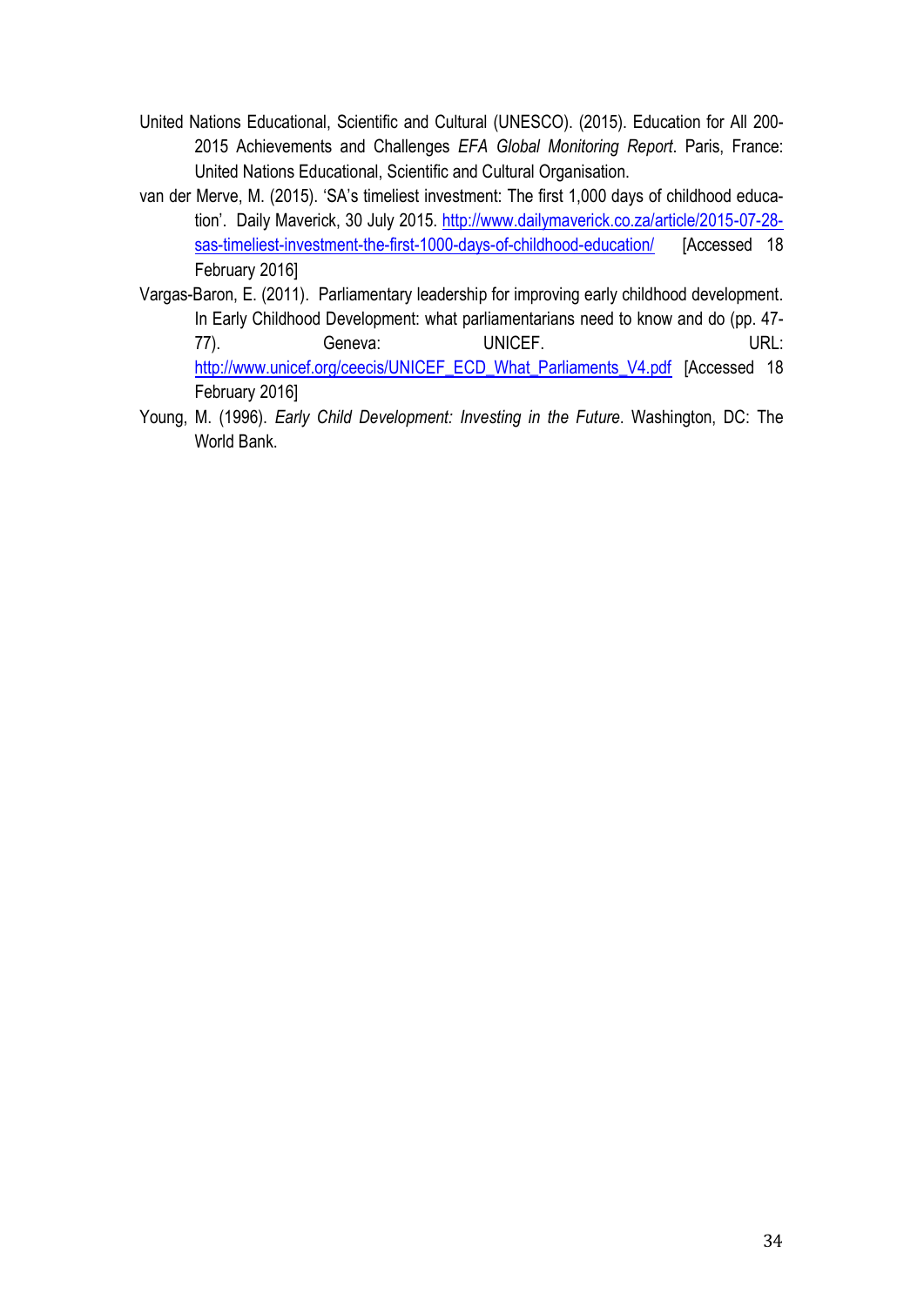United Nations Educational, Scientific and Cultural (UNESCO). (2015). Education for All 200-2015 Achievements and Challenges *EFA Global Monitoring Report*. Paris, France: United Nations Educational, Scientific and Cultural Organisation.

van der Merve, M. (2015). 'SA's timeliest investment: The first 1,000 days of childhood education'. Daily Maverick, 30 July 2015. http://www.dailymaverick.co.za/article/2015-07-28-sas-timeliest-investment-the-first-1000-days-of-childhood-education/ [Accessed 18 February 2016]

Vargas-Baron, E. (2011). Parliamentary leadership for improving early childhood development. In Early Childhood Development: what parliamentarians need to know and do (pp. 47-77). Geneva: UNICEF. URL: http://www.unicef.org/ceecis/UNICEF_ECD_What_Parliaments_V4.pdf [Accessed 18 February 2016]

Young, M. (1996). *Early Child Development: Investing in the Future*. Washington, DC: The World Bank.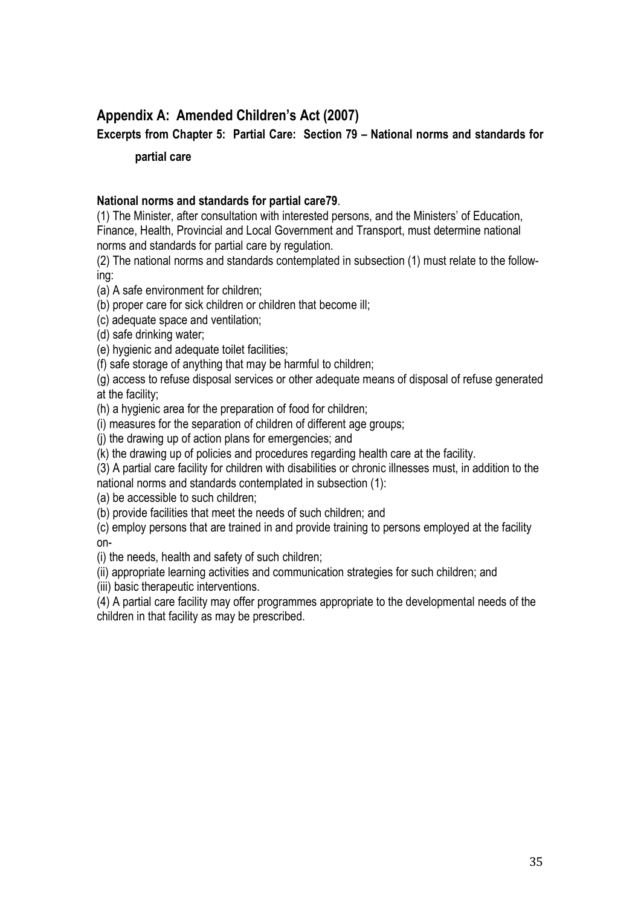## Appendix A: Amended Children's Act (2007)

### Excerpts from Chapter 5: Partial Care: Section 79 – National norms and standards for partial care

**National norms and standards for partial care79**.

(1) The Minister, after consultation with interested persons, and the Ministers' of Education, Finance, Health, Provincial and Local Government and Transport, must determine national norms and standards for partial care by regulation.

(2) The national norms and standards contemplated in subsection (1) must relate to the following:

(a) A safe environment for children;

(b) proper care for sick children or children that become ill;

(c) adequate space and ventilation;

(d) safe drinking water;

(e) hygienic and adequate toilet facilities;

(f) safe storage of anything that may be harmful to children;

(g) access to refuse disposal services or other adequate means of disposal of refuse generated at the facility;

(h) a hygienic area for the preparation of food for children;

(i) measures for the separation of children of different age groups;

(j) the drawing up of action plans for emergencies; and

(k) the drawing up of policies and procedures regarding health care at the facility.

(3) A partial care facility for children with disabilities or chronic illnesses must, in addition to the national norms and standards contemplated in subsection (1):

(a) be accessible to such children;

(b) provide facilities that meet the needs of such children; and

(c) employ persons that are trained in and provide training to persons employed at the facility on-

(i) the needs, health and safety of such children;

(ii) appropriate learning activities and communication strategies for such children; and

(iii) basic therapeutic interventions.

(4) A partial care facility may offer programmes appropriate to the developmental needs of the children in that facility as may be prescribed.